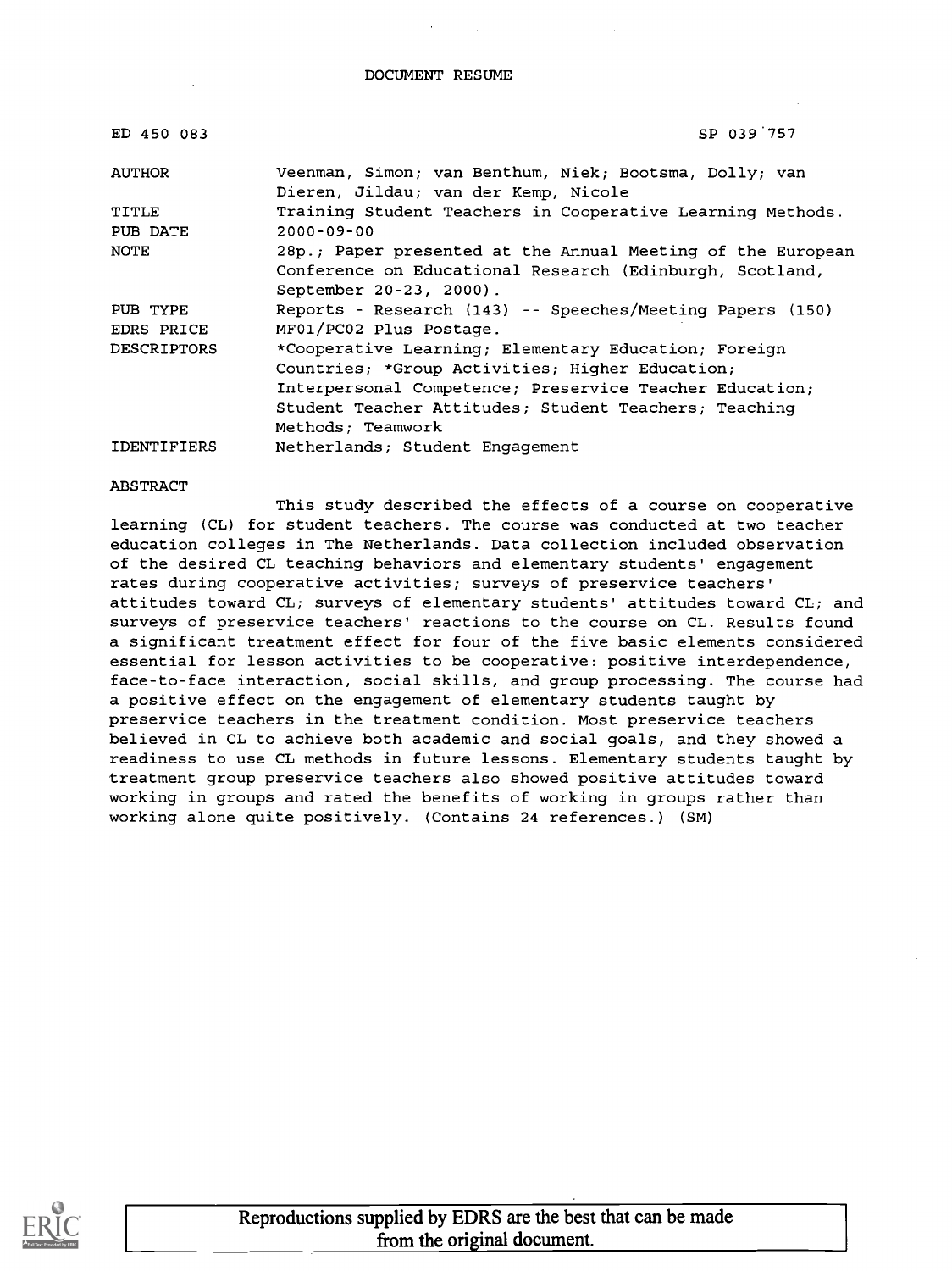# DOCUMENT RESUME

| | |
|---|---|
| ED 450 083 | SP 039 757 |
| AUTHOR | Veenman, Simon; van Benthum, Niek; Bootsma, Dolly; van Dieren, Jildau; van der Kemp, Nicole |
| TITLE | Training Student Teachers in Cooperative Learning Methods. |
| PUB DATE | 2000-09-00 |
| NOTE | 28p.; Paper presented at the Annual Meeting of the European Conference on Educational Research (Edinburgh, Scotland, September 20-23, 2000). |
| PUB TYPE | Reports - Research (143) -- Speeches/Meeting Papers (150) |
| EDRS PRICE | MF01/PC02 Plus Postage. |
| DESCRIPTORS | *Cooperative Learning; Elementary Education; Foreign Countries; *Group Activities; Higher Education; Interpersonal Competence; Preservice Teacher Education; Student Teacher Attitudes; Student Teachers; Teaching Methods; Teamwork |
| IDENTIFIERS | Netherlands; Student Engagement |

## ABSTRACT

This study described the effects of a course on cooperative learning (CL) for student teachers. The course was conducted at two teacher education colleges in The Netherlands. Data collection included observation of the desired CL teaching behaviors and elementary students' engagement rates during cooperative activities; surveys of preservice teachers' attitudes toward CL; surveys of elementary students' attitudes toward CL; and surveys of preservice teachers' reactions to the course on CL. Results found a significant treatment effect for four of the five basic elements considered essential for lesson activities to be cooperative: positive interdependence, face-to-face interaction, social skills, and group processing. The course had a positive effect on the engagement of elementary students taught by preservice teachers in the treatment condition. Most preservice teachers believed in CL to achieve both academic and social goals, and they showed a readiness to use CL methods in future lessons. Elementary students taught by treatment group preservice teachers also showed positive attitudes toward working in groups and rated the benefits of working in groups rather than working alone quite positively. (Contains 24 references.) (SM)

Reproductions supplied by EDRS are the best that can be made from the original document.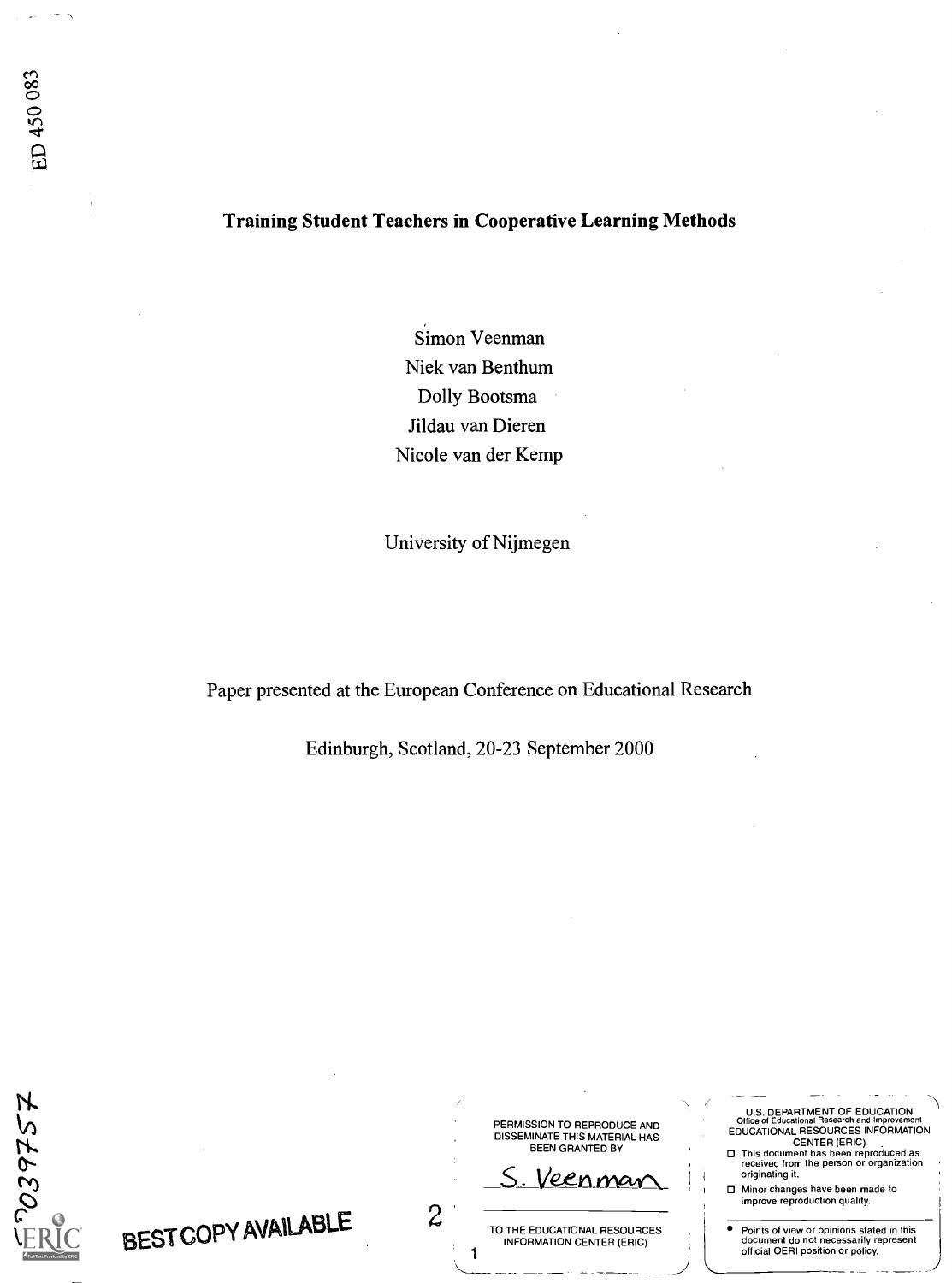# Training Student Teachers in Cooperative Learning Methods

Simon Veenman
Niek van Benthum
Dolly Bootsma
Jildau van Dieren
Nicole van der Kemp

University of Nijmegen

Paper presented at the European Conference on Educational Research

Edinburgh, Scotland, 20-23 September 2000

PERMISSION TO REPRODUCE AND DISSEMINATE THIS MATERIAL HAS BEEN GRANTED BY

S. Veenman

TO THE EDUCATIONAL RESOURCES INFORMATION CENTER (ERIC)

U.S. DEPARTMENT OF EDUCATION
Office of Educational Research and Improvement
EDUCATIONAL RESOURCES INFORMATION CENTER (ERIC)

- This document has been reproduced as received from the person or organization originating it.
- Minor changes have been made to improve reproduction quality.

- Points of view or opinions stated in this document do not necessarily represent official OERI position or policy.

BEST COPY AVAILABLE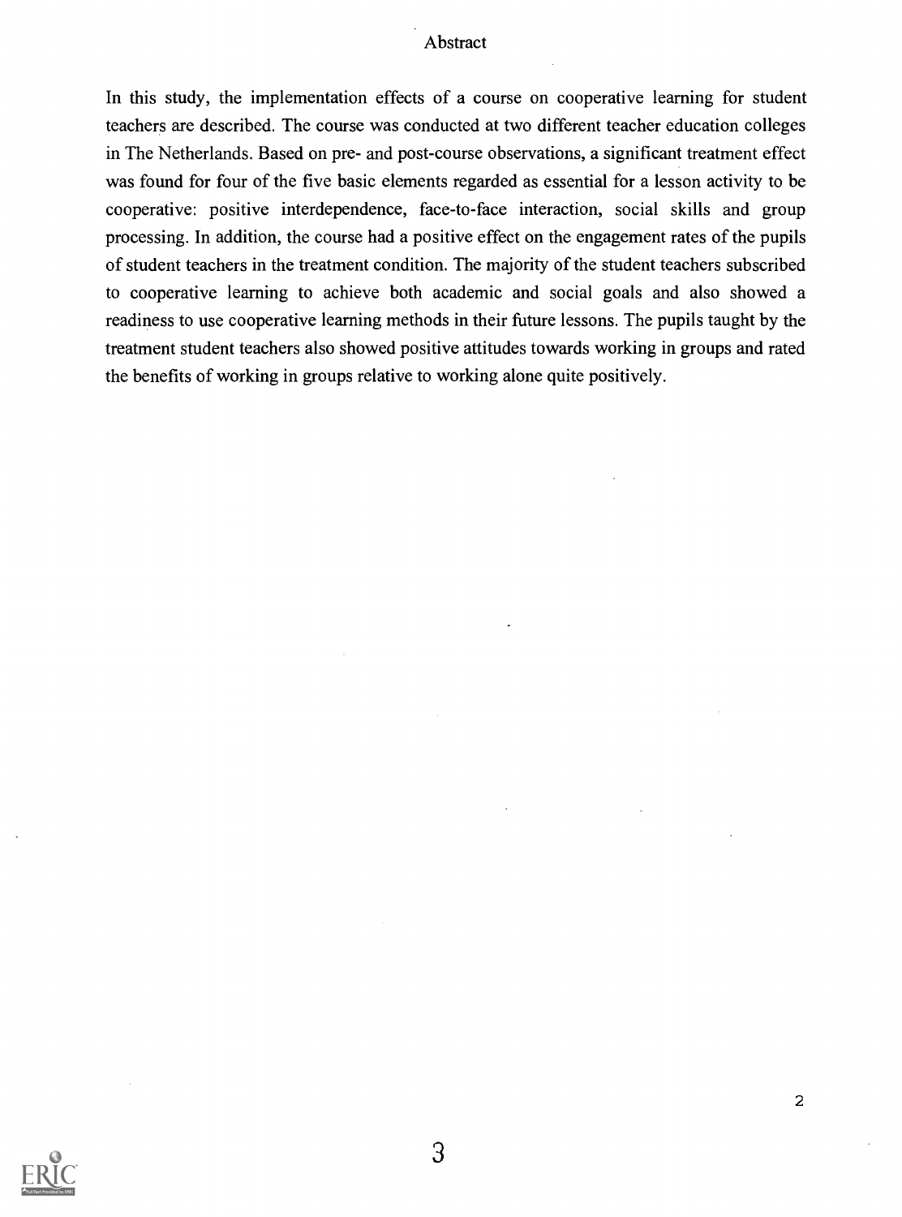# Abstract

In this study, the implementation effects of a course on cooperative learning for student teachers are described. The course was conducted at two different teacher education colleges in The Netherlands. Based on pre- and post-course observations, a significant treatment effect was found for four of the five basic elements regarded as essential for a lesson activity to be cooperative: positive interdependence, face-to-face interaction, social skills and group processing. In addition, the course had a positive effect on the engagement rates of the pupils of student teachers in the treatment condition. The majority of the student teachers subscribed to cooperative learning to achieve both academic and social goals and also showed a readiness to use cooperative learning methods in their future lessons. The pupils taught by the treatment student teachers also showed positive attitudes towards working in groups and rated the benefits of working in groups relative to working alone quite positively.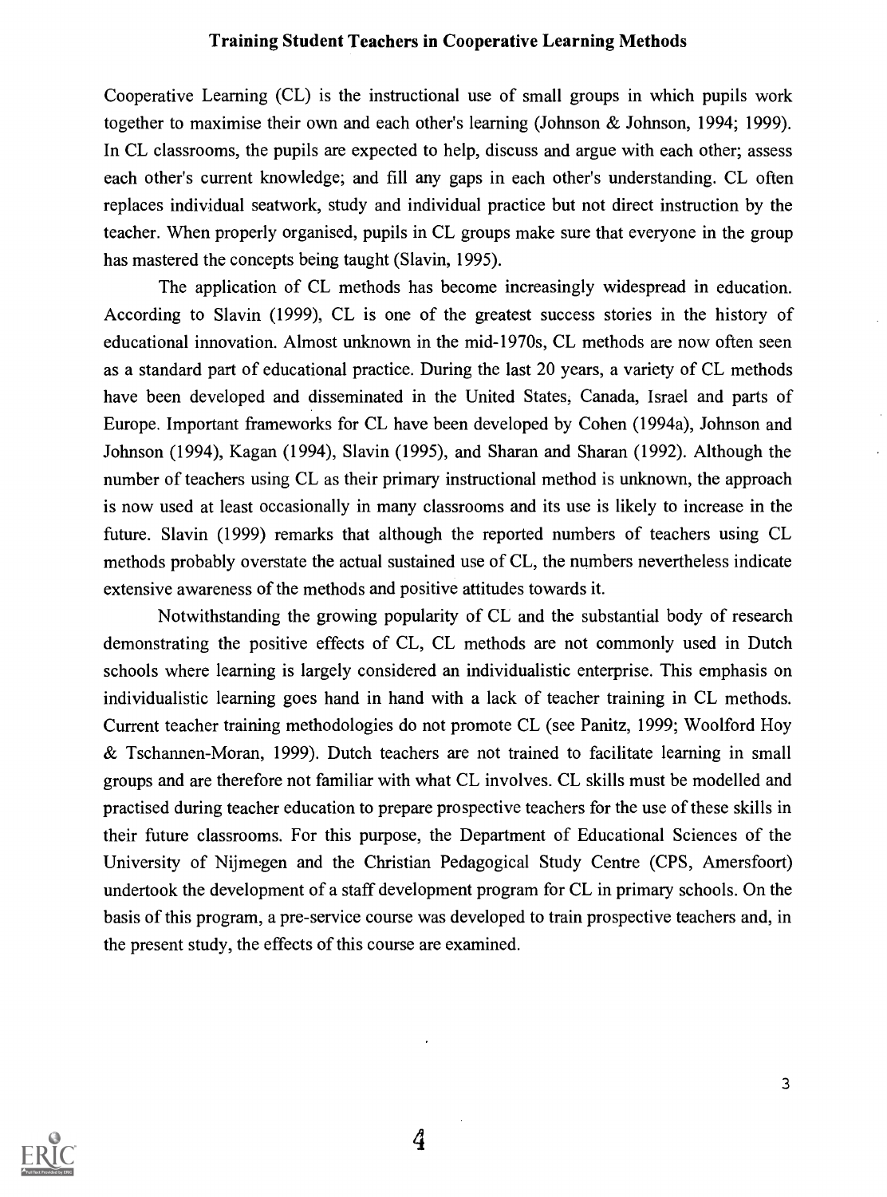# Training Student Teachers in Cooperative Learning Methods

Cooperative Learning (CL) is the instructional use of small groups in which pupils work together to maximise their own and each other's learning (Johnson & Johnson, 1994; 1999). In CL classrooms, the pupils are expected to help, discuss and argue with each other; assess each other's current knowledge; and fill any gaps in each other's understanding. CL often replaces individual seatwork, study and individual practice but not direct instruction by the teacher. When properly organised, pupils in CL groups make sure that everyone in the group has mastered the concepts being taught (Slavin, 1995).

The application of CL methods has become increasingly widespread in education. According to Slavin (1999), CL is one of the greatest success stories in the history of educational innovation. Almost unknown in the mid-1970s, CL methods are now often seen as a standard part of educational practice. During the last 20 years, a variety of CL methods have been developed and disseminated in the United States, Canada, Israel and parts of Europe. Important frameworks for CL have been developed by Cohen (1994a), Johnson and Johnson (1994), Kagan (1994), Slavin (1995), and Sharan and Sharan (1992). Although the number of teachers using CL as their primary instructional method is unknown, the approach is now used at least occasionally in many classrooms and its use is likely to increase in the future. Slavin (1999) remarks that although the reported numbers of teachers using CL methods probably overstate the actual sustained use of CL, the numbers nevertheless indicate extensive awareness of the methods and positive attitudes towards it.

Notwithstanding the growing popularity of CL and the substantial body of research demonstrating the positive effects of CL, CL methods are not commonly used in Dutch schools where learning is largely considered an individualistic enterprise. This emphasis on individualistic learning goes hand in hand with a lack of teacher training in CL methods. Current teacher training methodologies do not promote CL (see Panitz, 1999; Woolford Hoy & Tschannen-Moran, 1999). Dutch teachers are not trained to facilitate learning in small groups and are therefore not familiar with what CL involves. CL skills must be modelled and practised during teacher education to prepare prospective teachers for the use of these skills in their future classrooms. For this purpose, the Department of Educational Sciences of the University of Nijmegen and the Christian Pedagogical Study Centre (CPS, Amersfoort) undertook the development of a staff development program for CL in primary schools. On the basis of this program, a pre-service course was developed to train prospective teachers and, in the present study, the effects of this course are examined.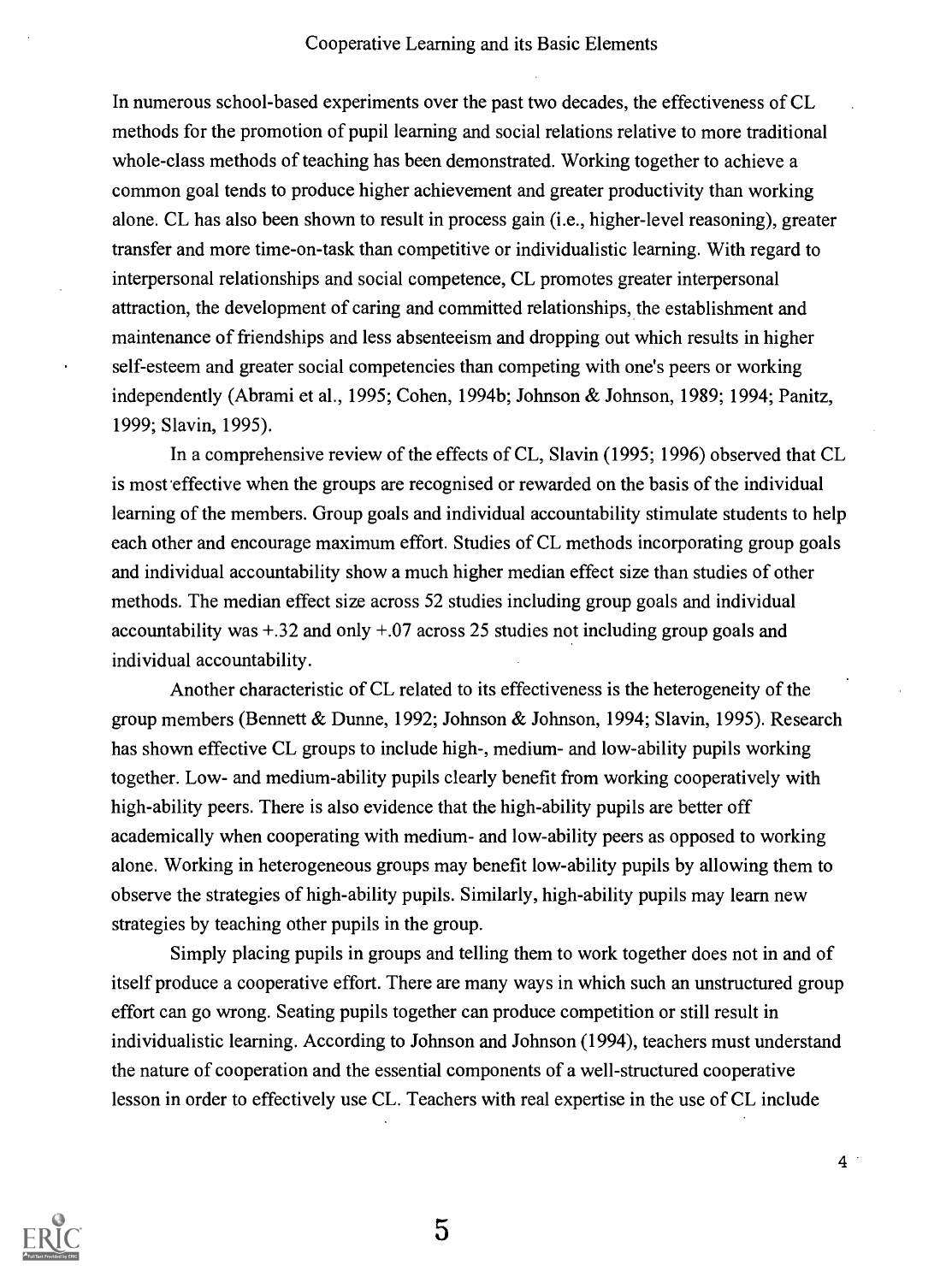In numerous school-based experiments over the past two decades, the effectiveness of CL methods for the promotion of pupil learning and social relations relative to more traditional whole-class methods of teaching has been demonstrated. Working together to achieve a common goal tends to produce higher achievement and greater productivity than working alone. CL has also been shown to result in process gain (i.e., higher-level reasoning), greater transfer and more time-on-task than competitive or individualistic learning. With regard to interpersonal relationships and social competence, CL promotes greater interpersonal attraction, the development of caring and committed relationships, the establishment and maintenance of friendships and less absenteeism and dropping out which results in higher self-esteem and greater social competencies than competing with one's peers or working independently (Abrami et al., 1995; Cohen, 1994b; Johnson & Johnson, 1989; 1994; Panitz, 1999; Slavin, 1995).

In a comprehensive review of the effects of CL, Slavin (1995; 1996) observed that CL is most effective when the groups are recognised or rewarded on the basis of the individual learning of the members. Group goals and individual accountability stimulate students to help each other and encourage maximum effort. Studies of CL methods incorporating group goals and individual accountability show a much higher median effect size than studies of other methods. The median effect size across 52 studies including group goals and individual accountability was +.32 and only +.07 across 25 studies not including group goals and individual accountability.

Another characteristic of CL related to its effectiveness is the heterogeneity of the group members (Bennett & Dunne, 1992; Johnson & Johnson, 1994; Slavin, 1995). Research has shown effective CL groups to include high-, medium- and low-ability pupils working together. Low- and medium-ability pupils clearly benefit from working cooperatively with high-ability peers. There is also evidence that the high-ability pupils are better off academically when cooperating with medium- and low-ability peers as opposed to working alone. Working in heterogeneous groups may benefit low-ability pupils by allowing them to observe the strategies of high-ability pupils. Similarly, high-ability pupils may learn new strategies by teaching other pupils in the group.

Simply placing pupils in groups and telling them to work together does not in and of itself produce a cooperative effort. There are many ways in which such an unstructured group effort can go wrong. Seating pupils together can produce competition or still result in individualistic learning. According to Johnson and Johnson (1994), teachers must understand the nature of cooperation and the essential components of a well-structured cooperative lesson in order to effectively use CL. Teachers with real expertise in the use of CL include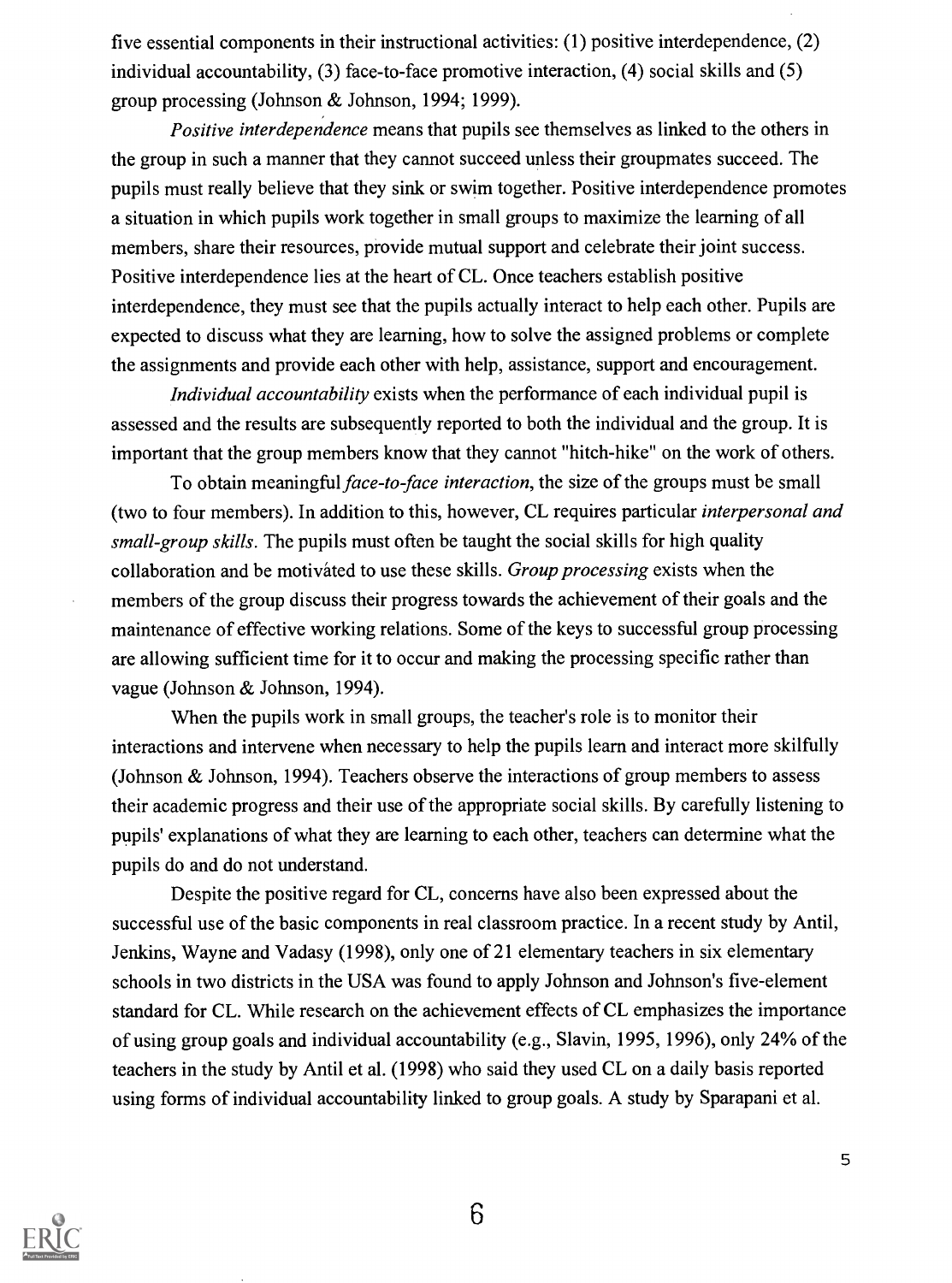five essential components in their instructional activities: (1) positive interdependence, (2) individual accountability, (3) face-to-face promotive interaction, (4) social skills and (5) group processing (Johnson & Johnson, 1994; 1999).

*Positive interdependence* means that pupils see themselves as linked to the others in the group in such a manner that they cannot succeed unless their groupmates succeed. The pupils must really believe that they sink or swim together. Positive interdependence promotes a situation in which pupils work together in small groups to maximize the learning of all members, share their resources, provide mutual support and celebrate their joint success. Positive interdependence lies at the heart of CL. Once teachers establish positive interdependence, they must see that the pupils actually interact to help each other. Pupils are expected to discuss what they are learning, how to solve the assigned problems or complete the assignments and provide each other with help, assistance, support and encouragement.

*Individual accountability* exists when the performance of each individual pupil is assessed and the results are subsequently reported to both the individual and the group. It is important that the group members know that they cannot "hitch-hike" on the work of others.

To obtain meaningful *face-to-face interaction*, the size of the groups must be small (two to four members). In addition to this, however, CL requires particular *interpersonal and small-group skills*. The pupils must often be taught the social skills for high quality collaboration and be motivated to use these skills. *Group processing* exists when the members of the group discuss their progress towards the achievement of their goals and the maintenance of effective working relations. Some of the keys to successful group processing are allowing sufficient time for it to occur and making the processing specific rather than vague (Johnson & Johnson, 1994).

When the pupils work in small groups, the teacher's role is to monitor their interactions and intervene when necessary to help the pupils learn and interact more skilfully (Johnson & Johnson, 1994). Teachers observe the interactions of group members to assess their academic progress and their use of the appropriate social skills. By carefully listening to pupils' explanations of what they are learning to each other, teachers can determine what the pupils do and do not understand.

Despite the positive regard for CL, concerns have also been expressed about the successful use of the basic components in real classroom practice. In a recent study by Antil, Jenkins, Wayne and Vadasy (1998), only one of 21 elementary teachers in six elementary schools in two districts in the USA was found to apply Johnson and Johnson's five-element standard for CL. While research on the achievement effects of CL emphasizes the importance of using group goals and individual accountability (e.g., Slavin, 1995, 1996), only 24% of the teachers in the study by Antil et al. (1998) who said they used CL on a daily basis reported using forms of individual accountability linked to group goals. A study by Sparapani et al.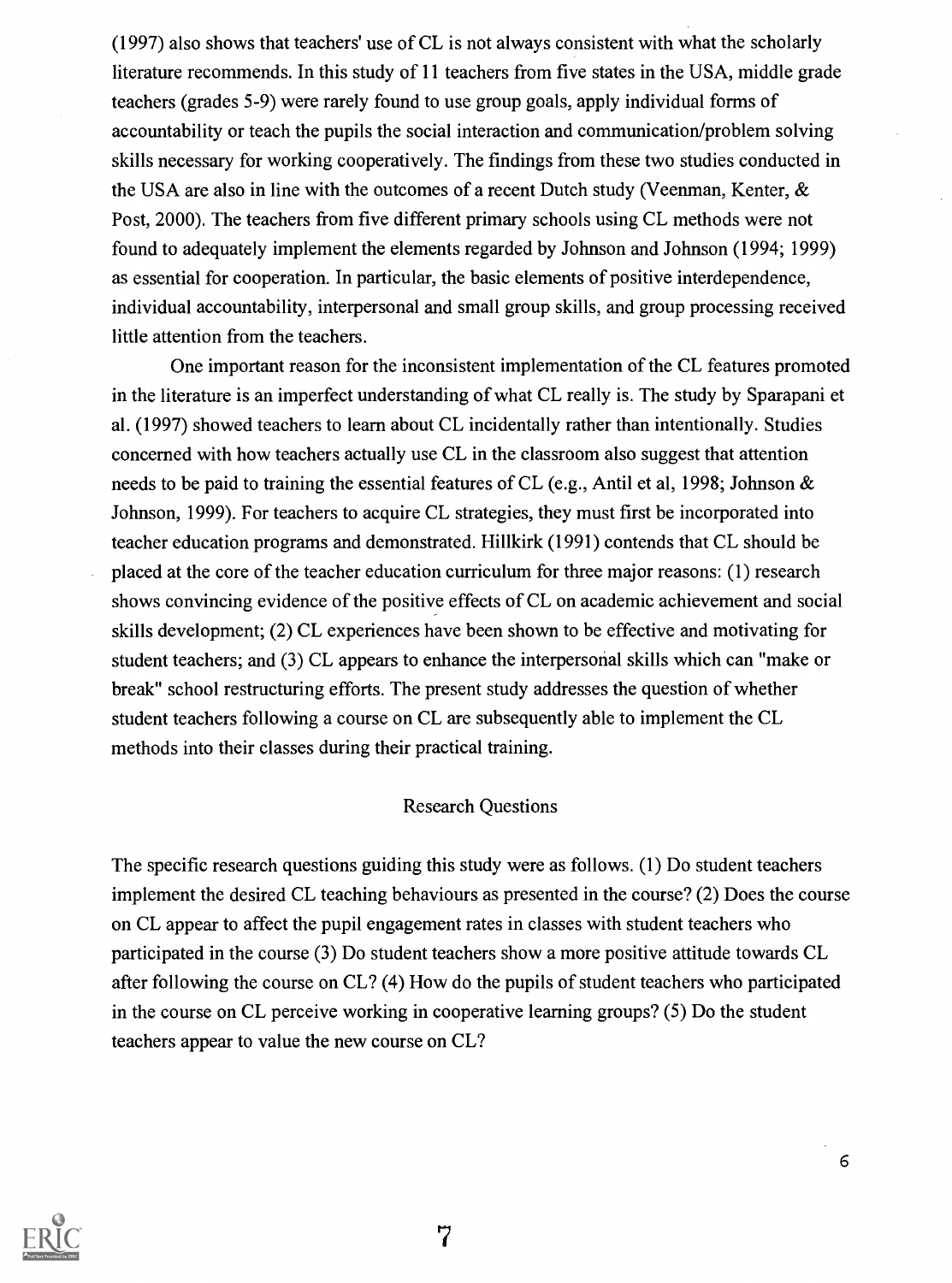(1997) also shows that teachers' use of CL is not always consistent with what the scholarly literature recommends. In this study of 11 teachers from five states in the USA, middle grade teachers (grades 5-9) were rarely found to use group goals, apply individual forms of accountability or teach the pupils the social interaction and communication/problem solving skills necessary for working cooperatively. The findings from these two studies conducted in the USA are also in line with the outcomes of a recent Dutch study (Veenman, Kenter, & Post, 2000). The teachers from five different primary schools using CL methods were not found to adequately implement the elements regarded by Johnson and Johnson (1994; 1999) as essential for cooperation. In particular, the basic elements of positive interdependence, individual accountability, interpersonal and small group skills, and group processing received little attention from the teachers.

One important reason for the inconsistent implementation of the CL features promoted in the literature is an imperfect understanding of what CL really is. The study by Sparapani et al. (1997) showed teachers to learn about CL incidentally rather than intentionally. Studies concerned with how teachers actually use CL in the classroom also suggest that attention needs to be paid to training the essential features of CL (e.g., Antil et al, 1998; Johnson & Johnson, 1999). For teachers to acquire CL strategies, they must first be incorporated into teacher education programs and demonstrated. Hillkirk (1991) contends that CL should be placed at the core of the teacher education curriculum for three major reasons: (1) research shows convincing evidence of the positive effects of CL on academic achievement and social skills development; (2) CL experiences have been shown to be effective and motivating for student teachers; and (3) CL appears to enhance the interpersonal skills which can "make or break" school restructuring efforts. The present study addresses the question of whether student teachers following a course on CL are subsequently able to implement the CL methods into their classes during their practical training.

## Research Questions

The specific research questions guiding this study were as follows. (1) Do student teachers implement the desired CL teaching behaviours as presented in the course? (2) Does the course on CL appear to affect the pupil engagement rates in classes with student teachers who participated in the course (3) Do student teachers show a more positive attitude towards CL after following the course on CL? (4) How do the pupils of student teachers who participated in the course on CL perceive working in cooperative learning groups? (5) Do the student teachers appear to value the new course on CL?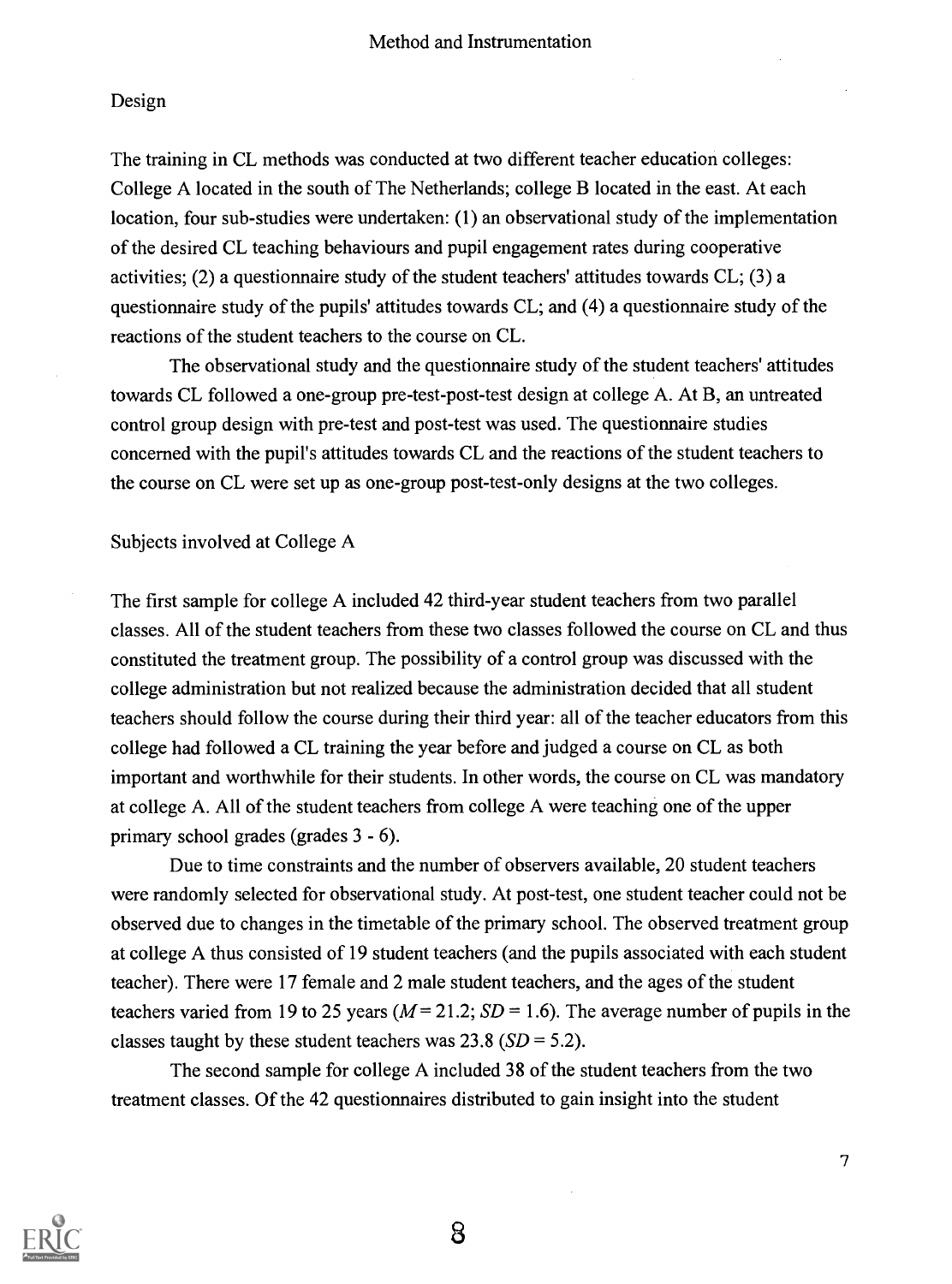## Method and Instrumentation

### Design

The training in CL methods was conducted at two different teacher education colleges: College A located in the south of The Netherlands; college B located in the east. At each location, four sub-studies were undertaken: (1) an observational study of the implementation of the desired CL teaching behaviours and pupil engagement rates during cooperative activities; (2) a questionnaire study of the student teachers' attitudes towards CL; (3) a questionnaire study of the pupils' attitudes towards CL; and (4) a questionnaire study of the reactions of the student teachers to the course on CL.

The observational study and the questionnaire study of the student teachers' attitudes towards CL followed a one-group pre-test-post-test design at college A. At B, an untreated control group design with pre-test and post-test was used. The questionnaire studies concerned with the pupil's attitudes towards CL and the reactions of the student teachers to the course on CL were set up as one-group post-test-only designs at the two colleges.

### Subjects involved at College A

The first sample for college A included 42 third-year student teachers from two parallel classes. All of the student teachers from these two classes followed the course on CL and thus constituted the treatment group. The possibility of a control group was discussed with the college administration but not realized because the administration decided that all student teachers should follow the course during their third year: all of the teacher educators from this college had followed a CL training the year before and judged a course on CL as both important and worthwhile for their students. In other words, the course on CL was mandatory at college A. All of the student teachers from college A were teaching one of the upper primary school grades (grades 3 - 6).

Due to time constraints and the number of observers available, 20 student teachers were randomly selected for observational study. At post-test, one student teacher could not be observed due to changes in the timetable of the primary school. The observed treatment group at college A thus consisted of 19 student teachers (and the pupils associated with each student teacher). There were 17 female and 2 male student teachers, and the ages of the student teachers varied from 19 to 25 years ($M = 21.2$; $SD = 1.6$). The average number of pupils in the classes taught by these student teachers was 23.8 ($SD = 5.2$).

The second sample for college A included 38 of the student teachers from the two treatment classes. Of the 42 questionnaires distributed to gain insight into the student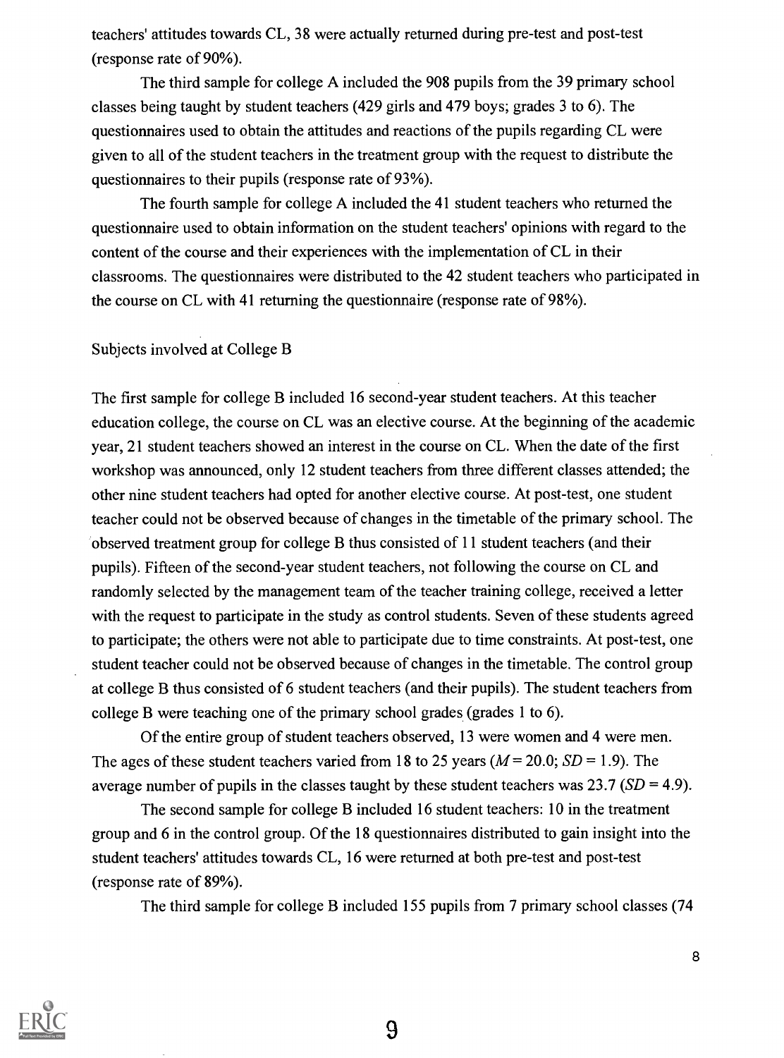teachers' attitudes towards CL, 38 were actually returned during pre-test and post-test (response rate of 90%).

The third sample for college A included the 908 pupils from the 39 primary school classes being taught by student teachers (429 girls and 479 boys; grades 3 to 6). The questionnaires used to obtain the attitudes and reactions of the pupils regarding CL were given to all of the student teachers in the treatment group with the request to distribute the questionnaires to their pupils (response rate of 93%).

The fourth sample for college A included the 41 student teachers who returned the questionnaire used to obtain information on the student teachers' opinions with regard to the content of the course and their experiences with the implementation of CL in their classrooms. The questionnaires were distributed to the 42 student teachers who participated in the course on CL with 41 returning the questionnaire (response rate of 98%).

Subjects involved at College B

The first sample for college B included 16 second-year student teachers. At this teacher education college, the course on CL was an elective course. At the beginning of the academic year, 21 student teachers showed an interest in the course on CL. When the date of the first workshop was announced, only 12 student teachers from three different classes attended; the other nine student teachers had opted for another elective course. At post-test, one student teacher could not be observed because of changes in the timetable of the primary school. The observed treatment group for college B thus consisted of 11 student teachers (and their pupils). Fifteen of the second-year student teachers, not following the course on CL and randomly selected by the management team of the teacher training college, received a letter with the request to participate in the study as control students. Seven of these students agreed to participate; the others were not able to participate due to time constraints. At post-test, one student teacher could not be observed because of changes in the timetable. The control group at college B thus consisted of 6 student teachers (and their pupils). The student teachers from college B were teaching one of the primary school grades (grades 1 to 6).

Of the entire group of student teachers observed, 13 were women and 4 were men. The ages of these student teachers varied from 18 to 25 years ($M = 20.0$; $SD = 1.9$). The average number of pupils in the classes taught by these student teachers was 23.7 ($SD = 4.9$).

The second sample for college B included 16 student teachers: 10 in the treatment group and 6 in the control group. Of the 18 questionnaires distributed to gain insight into the student teachers' attitudes towards CL, 16 were returned at both pre-test and post-test (response rate of 89%).

The third sample for college B included 155 pupils from 7 primary school classes (74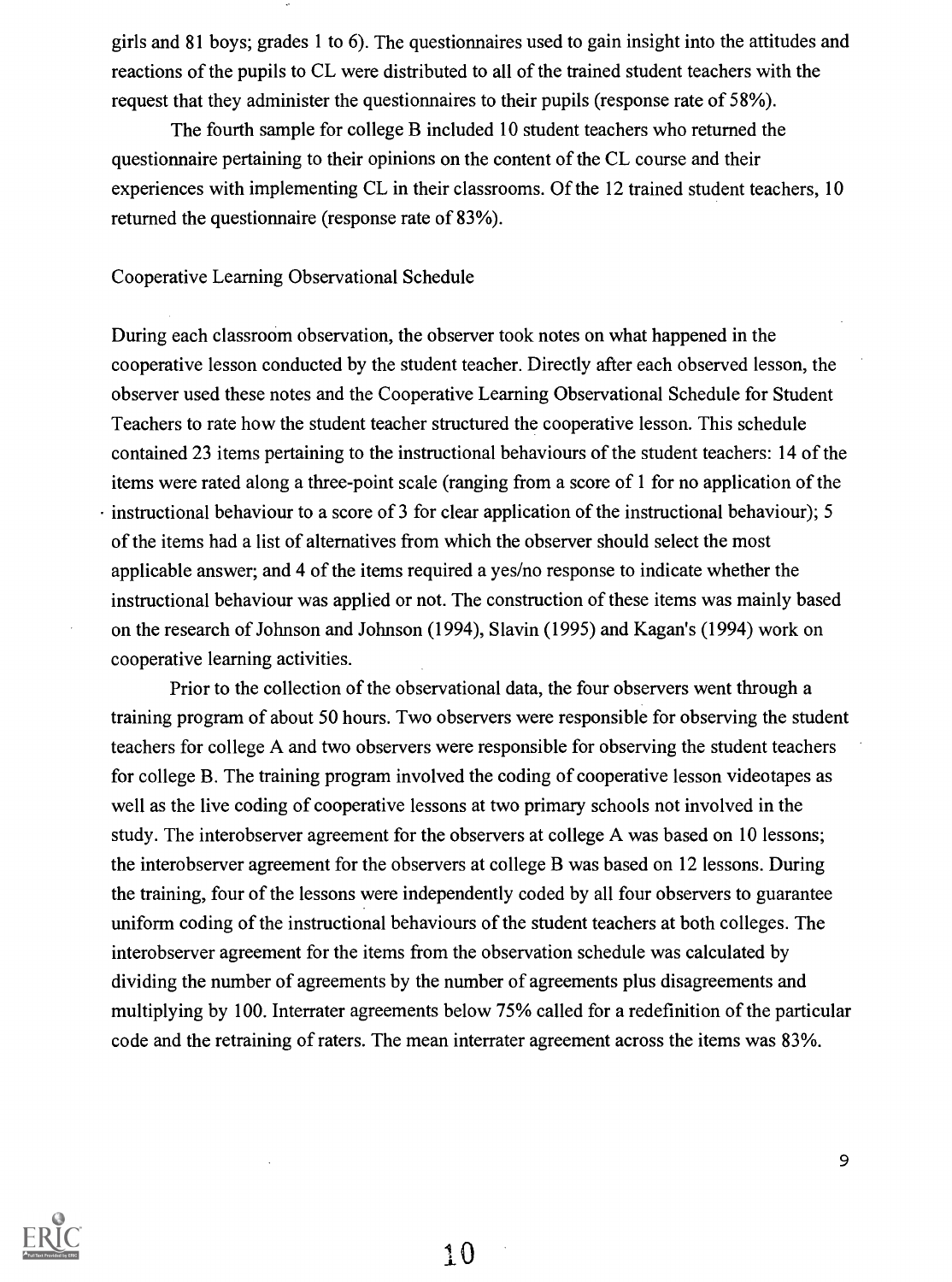girls and 81 boys; grades 1 to 6). The questionnaires used to gain insight into the attitudes and reactions of the pupils to CL were distributed to all of the trained student teachers with the request that they administer the questionnaires to their pupils (response rate of 58%).

The fourth sample for college B included 10 student teachers who returned the questionnaire pertaining to their opinions on the content of the CL course and their experiences with implementing CL in their classrooms. Of the 12 trained student teachers, 10 returned the questionnaire (response rate of 83%).

## Cooperative Learning Observational Schedule

During each classroom observation, the observer took notes on what happened in the cooperative lesson conducted by the student teacher. Directly after each observed lesson, the observer used these notes and the Cooperative Learning Observational Schedule for Student Teachers to rate how the student teacher structured the cooperative lesson. This schedule contained 23 items pertaining to the instructional behaviours of the student teachers: 14 of the items were rated along a three-point scale (ranging from a score of 1 for no application of the instructional behaviour to a score of 3 for clear application of the instructional behaviour); 5 of the items had a list of alternatives from which the observer should select the most applicable answer; and 4 of the items required a yes/no response to indicate whether the instructional behaviour was applied or not. The construction of these items was mainly based on the research of Johnson and Johnson (1994), Slavin (1995) and Kagan's (1994) work on cooperative learning activities.

Prior to the collection of the observational data, the four observers went through a training program of about 50 hours. Two observers were responsible for observing the student teachers for college A and two observers were responsible for observing the student teachers for college B. The training program involved the coding of cooperative lesson videotapes as well as the live coding of cooperative lessons at two primary schools not involved in the study. The interobserver agreement for the observers at college A was based on 10 lessons; the interobserver agreement for the observers at college B was based on 12 lessons. During the training, four of the lessons were independently coded by all four observers to guarantee uniform coding of the instructional behaviours of the student teachers at both colleges. The interobserver agreement for the items from the observation schedule was calculated by dividing the number of agreements by the number of agreements plus disagreements and multiplying by 100. Interrater agreements below 75% called for a redefinition of the particular code and the retraining of raters. The mean interrater agreement across the items was 83%.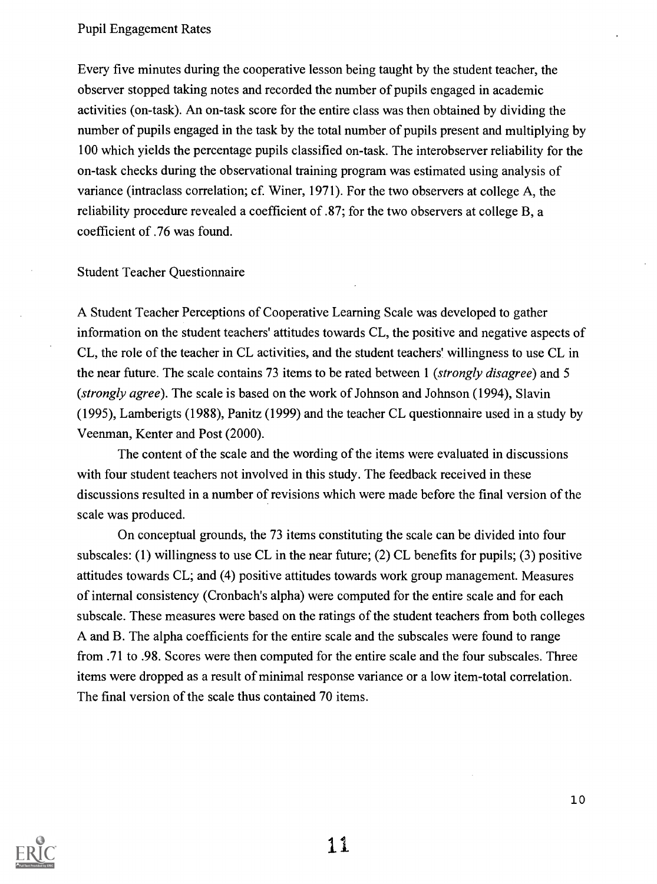### Pupil Engagement Rates

Every five minutes during the cooperative lesson being taught by the student teacher, the observer stopped taking notes and recorded the number of pupils engaged in academic activities (on-task). An on-task score for the entire class was then obtained by dividing the number of pupils engaged in the task by the total number of pupils present and multiplying by 100 which yields the percentage pupils classified on-task. The interobserver reliability for the on-task checks during the observational training program was estimated using analysis of variance (intraclass correlation; cf. Winer, 1971). For the two observers at college A, the reliability procedure revealed a coefficient of .87; for the two observers at college B, a coefficient of .76 was found.

### Student Teacher Questionnaire

A Student Teacher Perceptions of Cooperative Learning Scale was developed to gather information on the student teachers' attitudes towards CL, the positive and negative aspects of CL, the role of the teacher in CL activities, and the student teachers' willingness to use CL in the near future. The scale contains 73 items to be rated between 1 (*strongly disagree*) and 5 (*strongly agree*). The scale is based on the work of Johnson and Johnson (1994), Slavin (1995), Lamberigts (1988), Panitz (1999) and the teacher CL questionnaire used in a study by Veenman, Kenter and Post (2000).

The content of the scale and the wording of the items were evaluated in discussions with four student teachers not involved in this study. The feedback received in these discussions resulted in a number of revisions which were made before the final version of the scale was produced.

On conceptual grounds, the 73 items constituting the scale can be divided into four subscales: (1) willingness to use CL in the near future; (2) CL benefits for pupils; (3) positive attitudes towards CL; and (4) positive attitudes towards work group management. Measures of internal consistency (Cronbach's alpha) were computed for the entire scale and for each subscale. These measures were based on the ratings of the student teachers from both colleges A and B. The alpha coefficients for the entire scale and the subscales were found to range from .71 to .98. Scores were then computed for the entire scale and the four subscales. Three items were dropped as a result of minimal response variance or a low item-total correlation. The final version of the scale thus contained 70 items.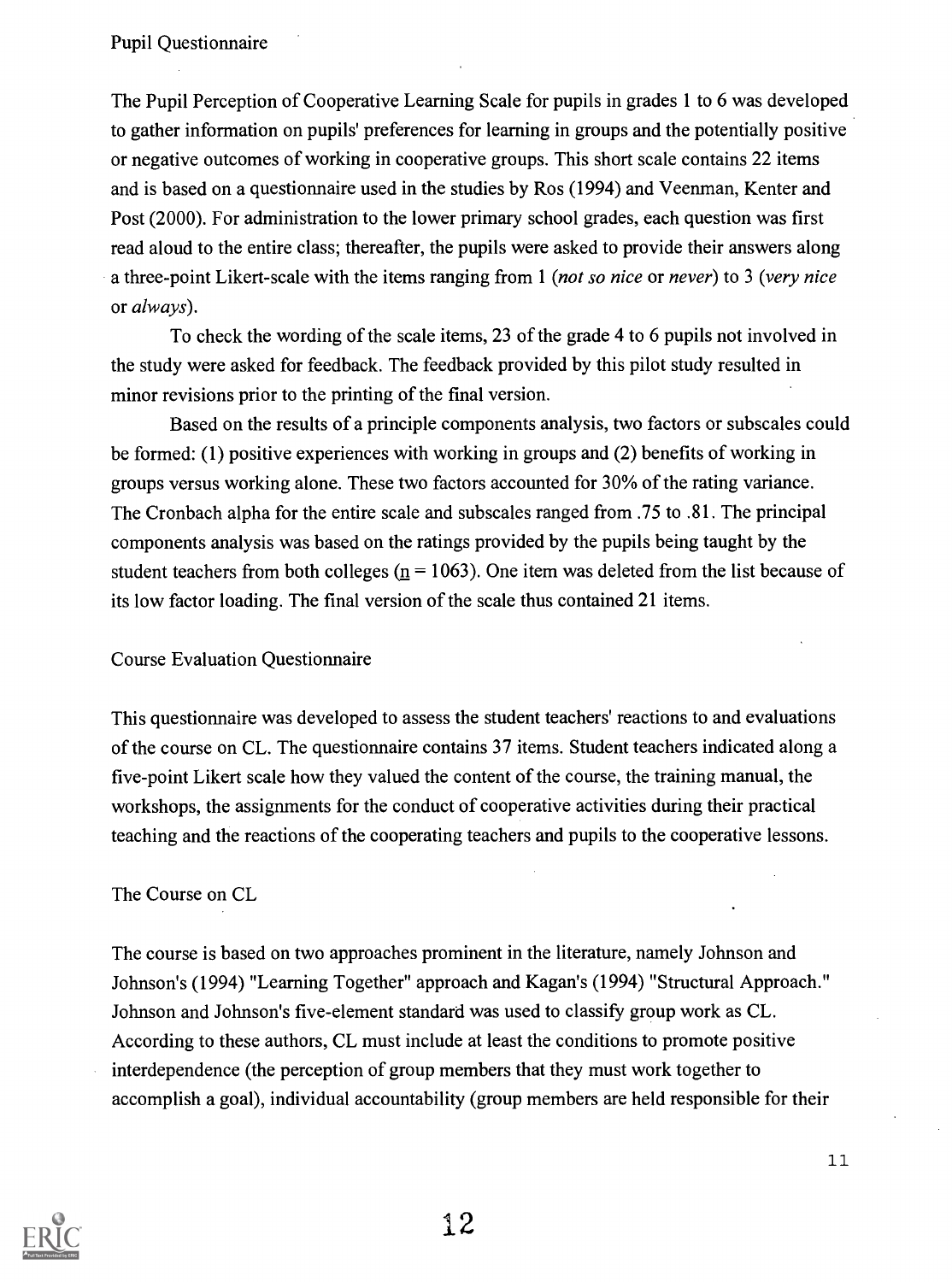### Pupil Questionnaire

The Pupil Perception of Cooperative Learning Scale for pupils in grades 1 to 6 was developed to gather information on pupils' preferences for learning in groups and the potentially positive or negative outcomes of working in cooperative groups. This short scale contains 22 items and is based on a questionnaire used in the studies by Ros (1994) and Veenman, Kenter and Post (2000). For administration to the lower primary school grades, each question was first read aloud to the entire class; thereafter, the pupils were asked to provide their answers along a three-point Likert-scale with the items ranging from 1 (*not so nice* or *never*) to 3 (*very nice* or *always*).

To check the wording of the scale items, 23 of the grade 4 to 6 pupils not involved in the study were asked for feedback. The feedback provided by this pilot study resulted in minor revisions prior to the printing of the final version.

Based on the results of a principle components analysis, two factors or subscales could be formed: (1) positive experiences with working in groups and (2) benefits of working in groups versus working alone. These two factors accounted for 30% of the rating variance. The Cronbach alpha for the entire scale and subscales ranged from .75 to .81. The principal components analysis was based on the ratings provided by the pupils being taught by the student teachers from both colleges ($n = 1063$). One item was deleted from the list because of its low factor loading. The final version of the scale thus contained 21 items.

### Course Evaluation Questionnaire

This questionnaire was developed to assess the student teachers' reactions to and evaluations of the course on CL. The questionnaire contains 37 items. Student teachers indicated along a five-point Likert scale how they valued the content of the course, the training manual, the workshops, the assignments for the conduct of cooperative activities during their practical teaching and the reactions of the cooperating teachers and pupils to the cooperative lessons.

### The Course on CL

The course is based on two approaches prominent in the literature, namely Johnson and Johnson's (1994) "Learning Together" approach and Kagan's (1994) "Structural Approach." Johnson and Johnson's five-element standard was used to classify group work as CL. According to these authors, CL must include at least the conditions to promote positive interdependence (the perception of group members that they must work together to accomplish a goal), individual accountability (group members are held responsible for their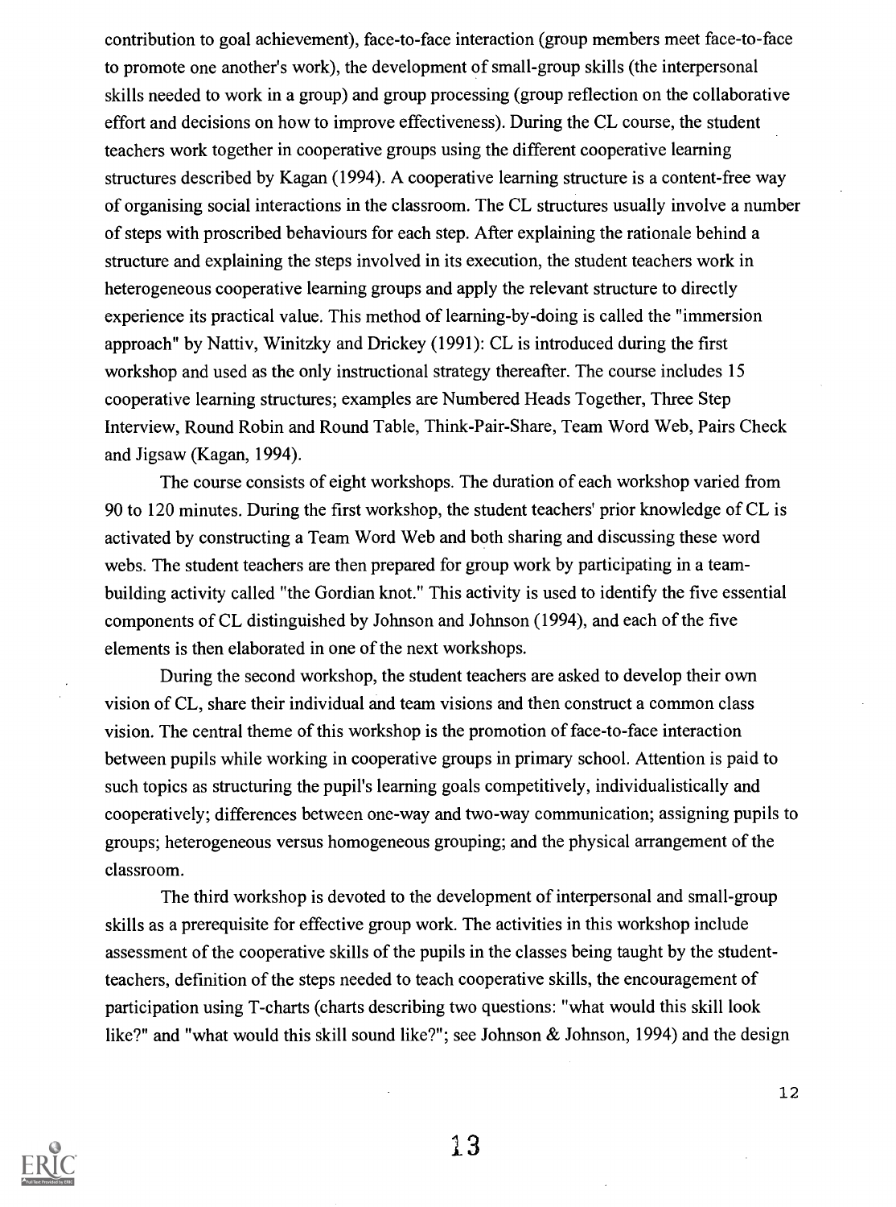contribution to goal achievement), face-to-face interaction (group members meet face-to-face to promote one another's work), the development of small-group skills (the interpersonal skills needed to work in a group) and group processing (group reflection on the collaborative effort and decisions on how to improve effectiveness). During the CL course, the student teachers work together in cooperative groups using the different cooperative learning structures described by Kagan (1994). A cooperative learning structure is a content-free way of organising social interactions in the classroom. The CL structures usually involve a number of steps with proscribed behaviours for each step. After explaining the rationale behind a structure and explaining the steps involved in its execution, the student teachers work in heterogeneous cooperative learning groups and apply the relevant structure to directly experience its practical value. This method of learning-by-doing is called the "immersion approach" by Nattiv, Winitzky and Drickey (1991): CL is introduced during the first workshop and used as the only instructional strategy thereafter. The course includes 15 cooperative learning structures; examples are Numbered Heads Together, Three Step Interview, Round Robin and Round Table, Think-Pair-Share, Team Word Web, Pairs Check and Jigsaw (Kagan, 1994).

The course consists of eight workshops. The duration of each workshop varied from 90 to 120 minutes. During the first workshop, the student teachers' prior knowledge of CL is activated by constructing a Team Word Web and both sharing and discussing these word webs. The student teachers are then prepared for group work by participating in a team-building activity called "the Gordian knot." This activity is used to identify the five essential components of CL distinguished by Johnson and Johnson (1994), and each of the five elements is then elaborated in one of the next workshops.

During the second workshop, the student teachers are asked to develop their own vision of CL, share their individual and team visions and then construct a common class vision. The central theme of this workshop is the promotion of face-to-face interaction between pupils while working in cooperative groups in primary school. Attention is paid to such topics as structuring the pupil's learning goals competitively, individualistically and cooperatively; differences between one-way and two-way communication; assigning pupils to groups; heterogeneous versus homogeneous grouping; and the physical arrangement of the classroom.

The third workshop is devoted to the development of interpersonal and small-group skills as a prerequisite for effective group work. The activities in this workshop include assessment of the cooperative skills of the pupils in the classes being taught by the student-teachers, definition of the steps needed to teach cooperative skills, the encouragement of participation using T-charts (charts describing two questions: "what would this skill look like?" and "what would this skill sound like?"; see Johnson & Johnson, 1994) and the design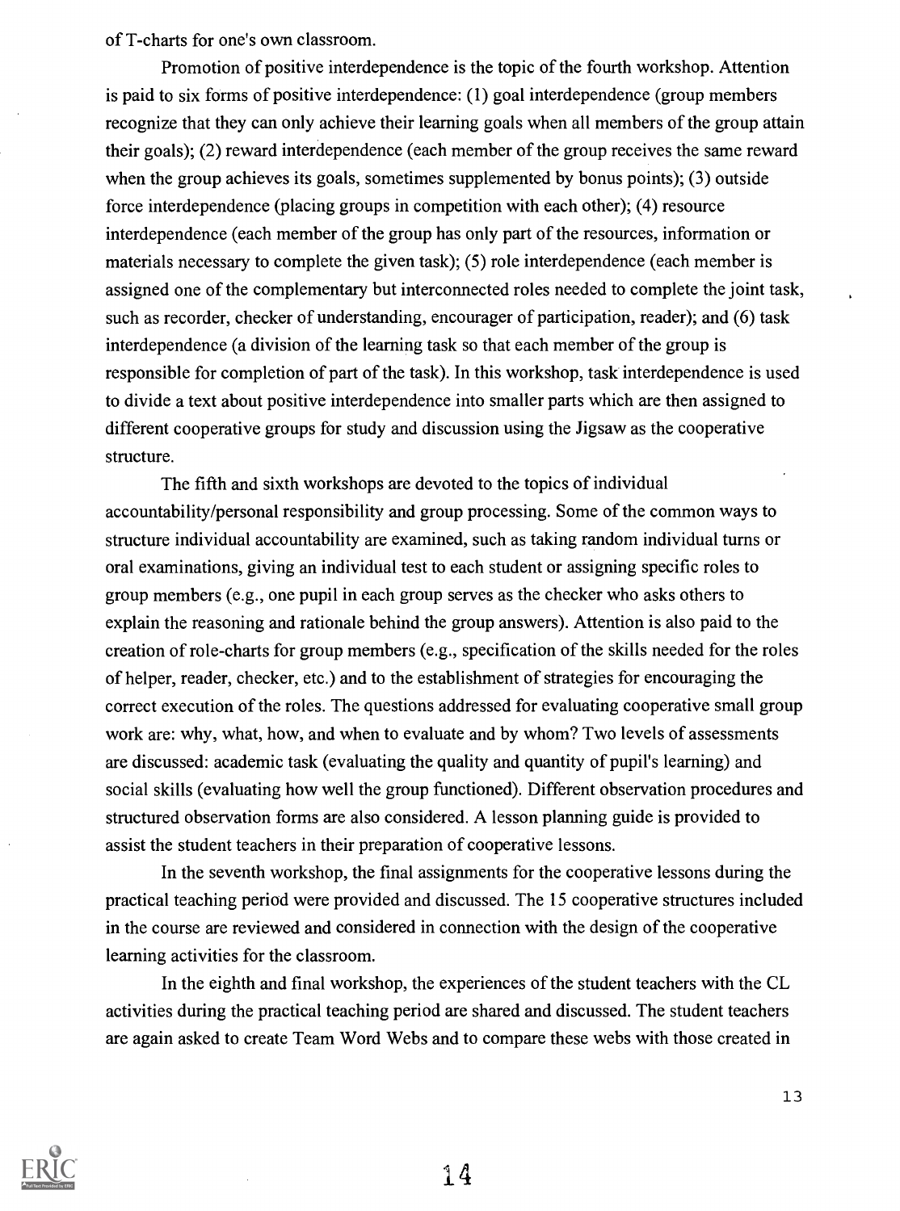of T-charts for one's own classroom.

Promotion of positive interdependence is the topic of the fourth workshop. Attention is paid to six forms of positive interdependence: (1) goal interdependence (group members recognize that they can only achieve their learning goals when all members of the group attain their goals); (2) reward interdependence (each member of the group receives the same reward when the group achieves its goals, sometimes supplemented by bonus points); (3) outside force interdependence (placing groups in competition with each other); (4) resource interdependence (each member of the group has only part of the resources, information or materials necessary to complete the given task); (5) role interdependence (each member is assigned one of the complementary but interconnected roles needed to complete the joint task, such as recorder, checker of understanding, encourager of participation, reader); and (6) task interdependence (a division of the learning task so that each member of the group is responsible for completion of part of the task). In this workshop, task interdependence is used to divide a text about positive interdependence into smaller parts which are then assigned to different cooperative groups for study and discussion using the Jigsaw as the cooperative structure.

The fifth and sixth workshops are devoted to the topics of individual accountability/personal responsibility and group processing. Some of the common ways to structure individual accountability are examined, such as taking random individual turns or oral examinations, giving an individual test to each student or assigning specific roles to group members (e.g., one pupil in each group serves as the checker who asks others to explain the reasoning and rationale behind the group answers). Attention is also paid to the creation of role-charts for group members (e.g., specification of the skills needed for the roles of helper, reader, checker, etc.) and to the establishment of strategies for encouraging the correct execution of the roles. The questions addressed for evaluating cooperative small group work are: why, what, how, and when to evaluate and by whom? Two levels of assessments are discussed: academic task (evaluating the quality and quantity of pupil's learning) and social skills (evaluating how well the group functioned). Different observation procedures and structured observation forms are also considered. A lesson planning guide is provided to assist the student teachers in their preparation of cooperative lessons.

In the seventh workshop, the final assignments for the cooperative lessons during the practical teaching period were provided and discussed. The 15 cooperative structures included in the course are reviewed and considered in connection with the design of the cooperative learning activities for the classroom.

In the eighth and final workshop, the experiences of the student teachers with the CL activities during the practical teaching period are shared and discussed. The student teachers are again asked to create Team Word Webs and to compare these webs with those created in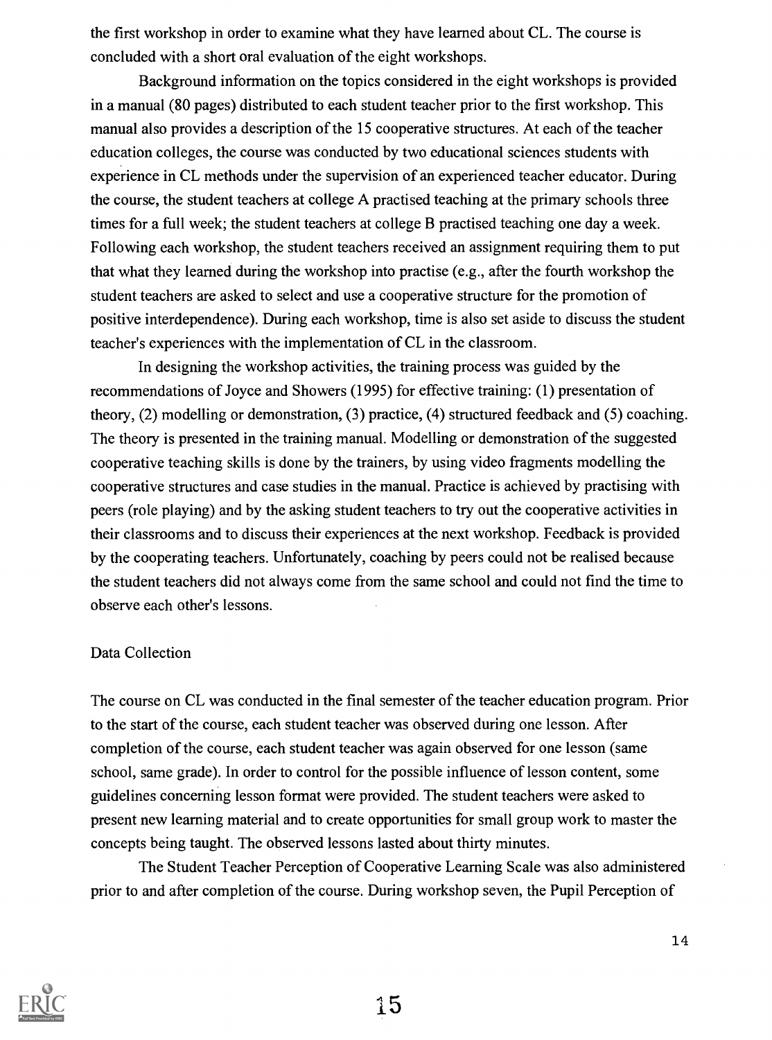the first workshop in order to examine what they have learned about CL. The course is concluded with a short oral evaluation of the eight workshops.

Background information on the topics considered in the eight workshops is provided in a manual (80 pages) distributed to each student teacher prior to the first workshop. This manual also provides a description of the 15 cooperative structures. At each of the teacher education colleges, the course was conducted by two educational sciences students with experience in CL methods under the supervision of an experienced teacher educator. During the course, the student teachers at college A practised teaching at the primary schools three times for a full week; the student teachers at college B practised teaching one day a week. Following each workshop, the student teachers received an assignment requiring them to put that what they learned during the workshop into practise (e.g., after the fourth workshop the student teachers are asked to select and use a cooperative structure for the promotion of positive interdependence). During each workshop, time is also set aside to discuss the student teacher's experiences with the implementation of CL in the classroom.

In designing the workshop activities, the training process was guided by the recommendations of Joyce and Showers (1995) for effective training: (1) presentation of theory, (2) modelling or demonstration, (3) practice, (4) structured feedback and (5) coaching. The theory is presented in the training manual. Modelling or demonstration of the suggested cooperative teaching skills is done by the trainers, by using video fragments modelling the cooperative structures and case studies in the manual. Practice is achieved by practising with peers (role playing) and by the asking student teachers to try out the cooperative activities in their classrooms and to discuss their experiences at the next workshop. Feedback is provided by the cooperating teachers. Unfortunately, coaching by peers could not be realised because the student teachers did not always come from the same school and could not find the time to observe each other's lessons.

## Data Collection

The course on CL was conducted in the final semester of the teacher education program. Prior to the start of the course, each student teacher was observed during one lesson. After completion of the course, each student teacher was again observed for one lesson (same school, same grade). In order to control for the possible influence of lesson content, some guidelines concerning lesson format were provided. The student teachers were asked to present new learning material and to create opportunities for small group work to master the concepts being taught. The observed lessons lasted about thirty minutes.

The Student Teacher Perception of Cooperative Learning Scale was also administered prior to and after completion of the course. During workshop seven, the Pupil Perception of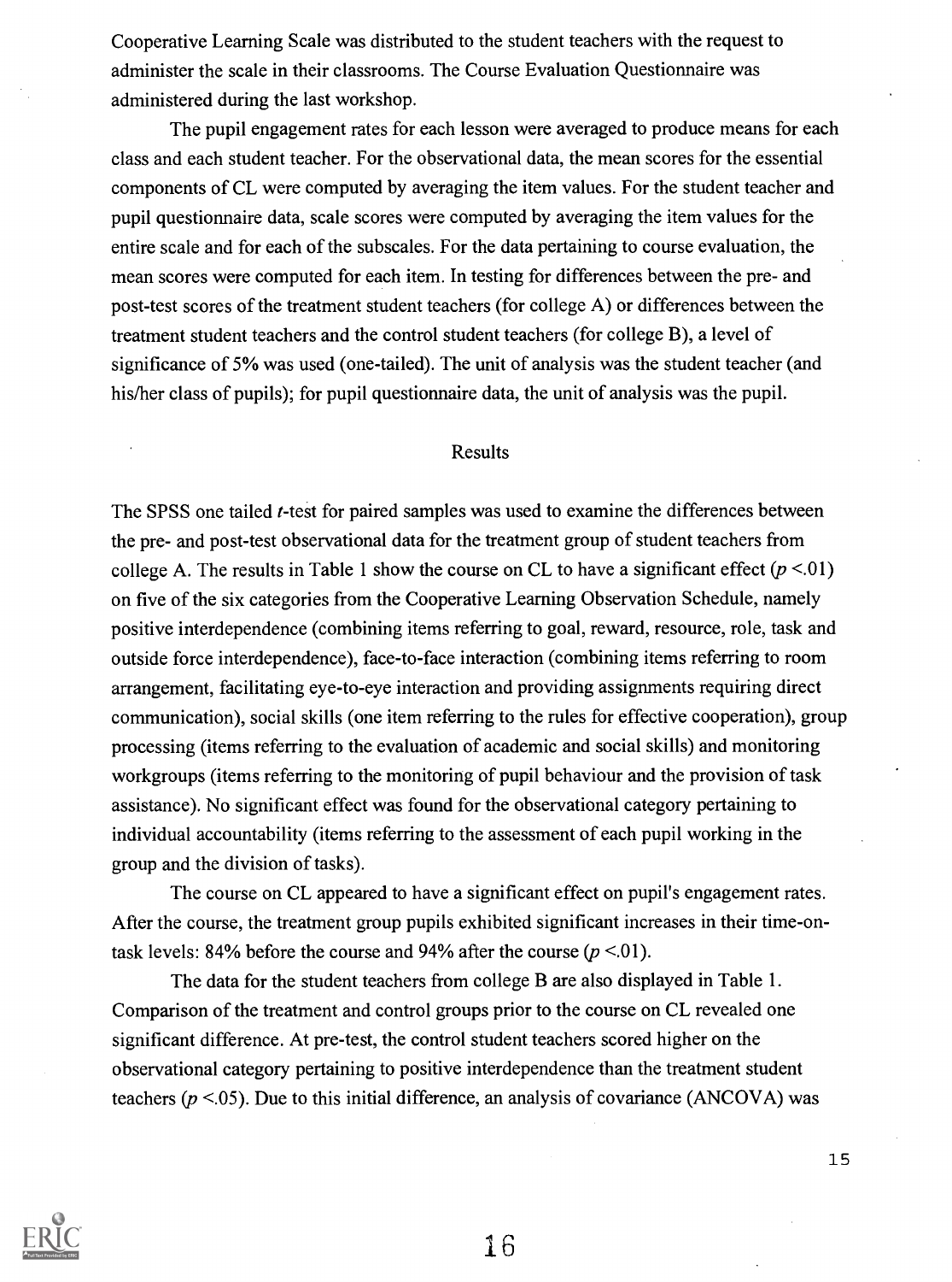Cooperative Learning Scale was distributed to the student teachers with the request to administer the scale in their classrooms. The Course Evaluation Questionnaire was administered during the last workshop.

The pupil engagement rates for each lesson were averaged to produce means for each class and each student teacher. For the observational data, the mean scores for the essential components of CL were computed by averaging the item values. For the student teacher and pupil questionnaire data, scale scores were computed by averaging the item values for the entire scale and for each of the subscales. For the data pertaining to course evaluation, the mean scores were computed for each item. In testing for differences between the pre- and post-test scores of the treatment student teachers (for college A) or differences between the treatment student teachers and the control student teachers (for college B), a level of significance of 5% was used (one-tailed). The unit of analysis was the student teacher (and his/her class of pupils); for pupil questionnaire data, the unit of analysis was the pupil.

## Results

The SPSS one tailed *t*-test for paired samples was used to examine the differences between the pre- and post-test observational data for the treatment group of student teachers from college A. The results in Table 1 show the course on CL to have a significant effect ($p < .01$) on five of the six categories from the Cooperative Learning Observation Schedule, namely positive interdependence (combining items referring to goal, reward, resource, role, task and outside force interdependence), face-to-face interaction (combining items referring to room arrangement, facilitating eye-to-eye interaction and providing assignments requiring direct communication), social skills (one item referring to the rules for effective cooperation), group processing (items referring to the evaluation of academic and social skills) and monitoring workgroups (items referring to the monitoring of pupil behaviour and the provision of task assistance). No significant effect was found for the observational category pertaining to individual accountability (items referring to the assessment of each pupil working in the group and the division of tasks).

The course on CL appeared to have a significant effect on pupil's engagement rates. After the course, the treatment group pupils exhibited significant increases in their time-on-task levels: 84% before the course and 94% after the course ($p < .01$).

The data for the student teachers from college B are also displayed in Table 1. Comparison of the treatment and control groups prior to the course on CL revealed one significant difference. At pre-test, the control student teachers scored higher on the observational category pertaining to positive interdependence than the treatment student teachers ($p < .05$). Due to this initial difference, an analysis of covariance (ANCOVA) was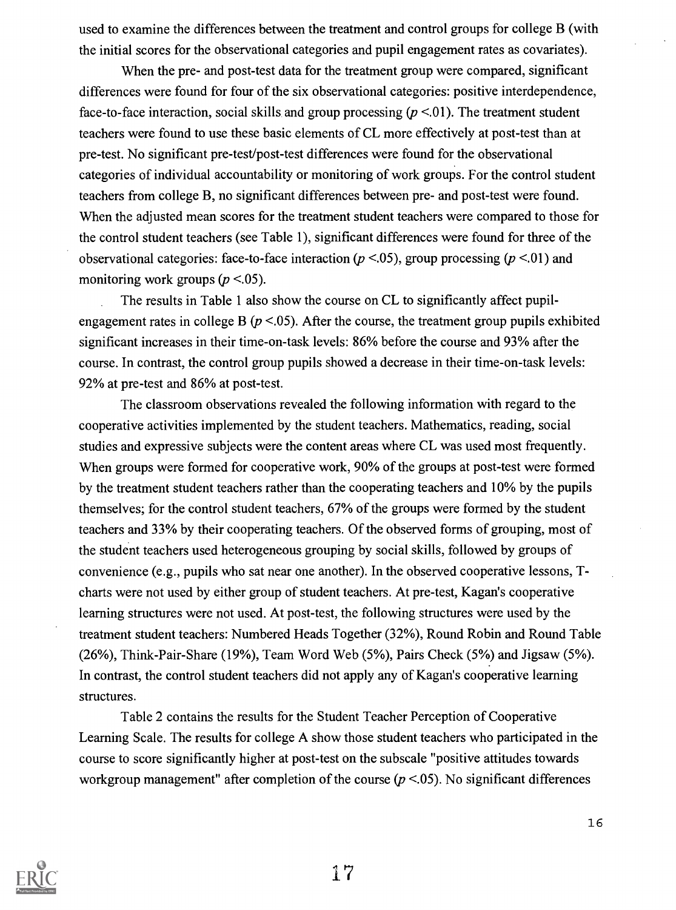used to examine the differences between the treatment and control groups for college B (with the initial scores for the observational categories and pupil engagement rates as covariates).

When the pre- and post-test data for the treatment group were compared, significant differences were found for four of the six observational categories: positive interdependence, face-to-face interaction, social skills and group processing ($p < .01$). The treatment student teachers were found to use these basic elements of CL more effectively at post-test than at pre-test. No significant pre-test/post-test differences were found for the observational categories of individual accountability or monitoring of work groups. For the control student teachers from college B, no significant differences between pre- and post-test were found. When the adjusted mean scores for the treatment student teachers were compared to those for the control student teachers (see Table 1), significant differences were found for three of the observational categories: face-to-face interaction ($p < .05$), group processing ($p < .01$) and monitoring work groups ($p < .05$).

The results in Table 1 also show the course on CL to significantly affect pupil-engagement rates in college B ($p < .05$). After the course, the treatment group pupils exhibited significant increases in their time-on-task levels: 86% before the course and 93% after the course. In contrast, the control group pupils showed a decrease in their time-on-task levels: 92% at pre-test and 86% at post-test.

The classroom observations revealed the following information with regard to the cooperative activities implemented by the student teachers. Mathematics, reading, social studies and expressive subjects were the content areas where CL was used most frequently. When groups were formed for cooperative work, 90% of the groups at post-test were formed by the treatment student teachers rather than the cooperating teachers and 10% by the pupils themselves; for the control student teachers, 67% of the groups were formed by the student teachers and 33% by their cooperating teachers. Of the observed forms of grouping, most of the student teachers used heterogeneous grouping by social skills, followed by groups of convenience (e.g., pupils who sat near one another). In the observed cooperative lessons, T-charts were not used by either group of student teachers. At pre-test, Kagan's cooperative learning structures were not used. At post-test, the following structures were used by the treatment student teachers: Numbered Heads Together (32%), Round Robin and Round Table (26%), Think-Pair-Share (19%), Team Word Web (5%), Pairs Check (5%) and Jigsaw (5%). In contrast, the control student teachers did not apply any of Kagan's cooperative learning structures.

Table 2 contains the results for the Student Teacher Perception of Cooperative Learning Scale. The results for college A show those student teachers who participated in the course to score significantly higher at post-test on the subscale "positive attitudes towards workgroup management" after completion of the course ($p < .05$). No significant differences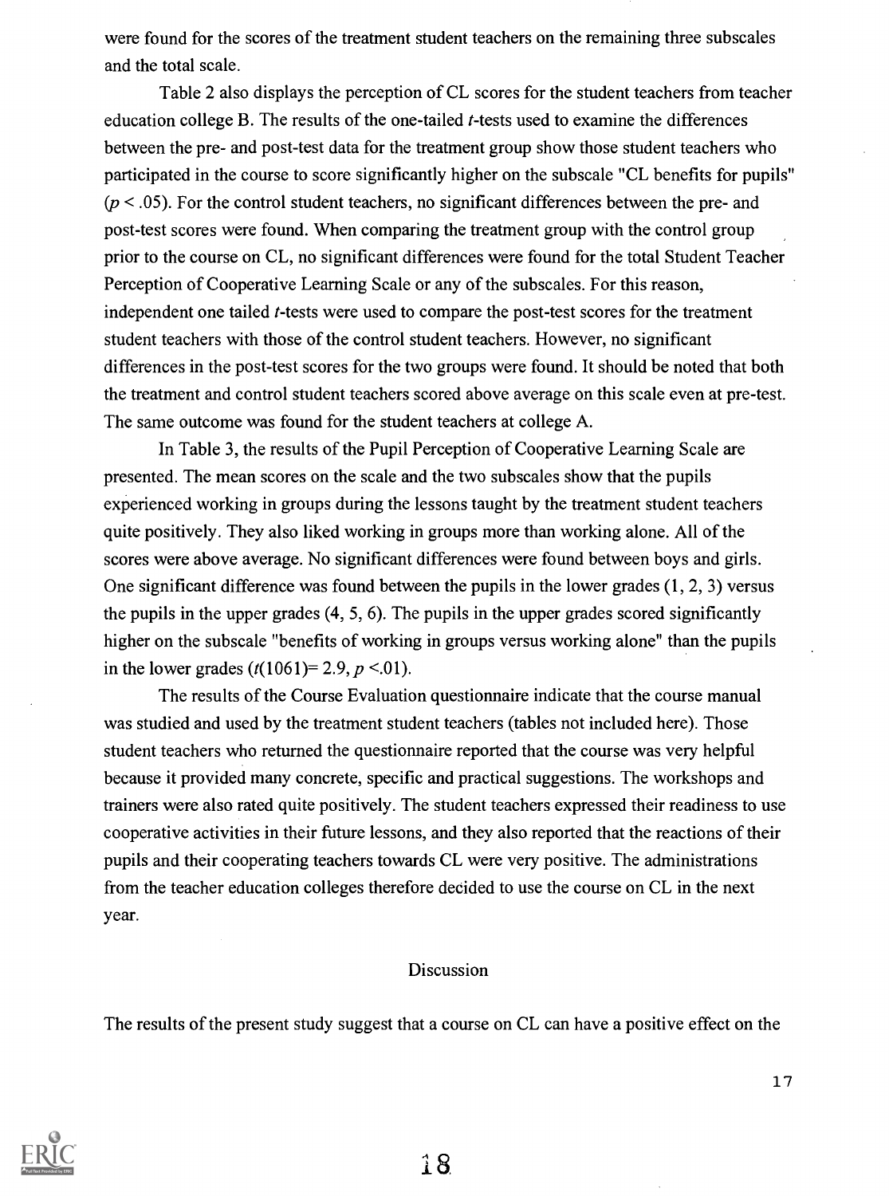were found for the scores of the treatment student teachers on the remaining three subscales and the total scale.

Table 2 also displays the perception of CL scores for the student teachers from teacher education college B. The results of the one-tailed $t$-tests used to examine the differences between the pre- and post-test data for the treatment group show those student teachers who participated in the course to score significantly higher on the subscale "CL benefits for pupils" ($p < .05$). For the control student teachers, no significant differences between the pre- and post-test scores were found. When comparing the treatment group with the control group prior to the course on CL, no significant differences were found for the total Student Teacher Perception of Cooperative Learning Scale or any of the subscales. For this reason, independent one tailed $t$-tests were used to compare the post-test scores for the treatment student teachers with those of the control student teachers. However, no significant differences in the post-test scores for the two groups were found. It should be noted that both the treatment and control student teachers scored above average on this scale even at pre-test. The same outcome was found for the student teachers at college A.

In Table 3, the results of the Pupil Perception of Cooperative Learning Scale are presented. The mean scores on the scale and the two subscales show that the pupils experienced working in groups during the lessons taught by the treatment student teachers quite positively. They also liked working in groups more than working alone. All of the scores were above average. No significant differences were found between boys and girls. One significant difference was found between the pupils in the lower grades (1, 2, 3) versus the pupils in the upper grades (4, 5, 6). The pupils in the upper grades scored significantly higher on the subscale "benefits of working in groups versus working alone" than the pupils in the lower grades ($t(1061) = 2.9$, $p < .01$).

The results of the Course Evaluation questionnaire indicate that the course manual was studied and used by the treatment student teachers (tables not included here). Those student teachers who returned the questionnaire reported that the course was very helpful because it provided many concrete, specific and practical suggestions. The workshops and trainers were also rated quite positively. The student teachers expressed their readiness to use cooperative activities in their future lessons, and they also reported that the reactions of their pupils and their cooperating teachers towards CL were very positive. The administrations from the teacher education colleges therefore decided to use the course on CL in the next year.

## Discussion

The results of the present study suggest that a course on CL can have a positive effect on the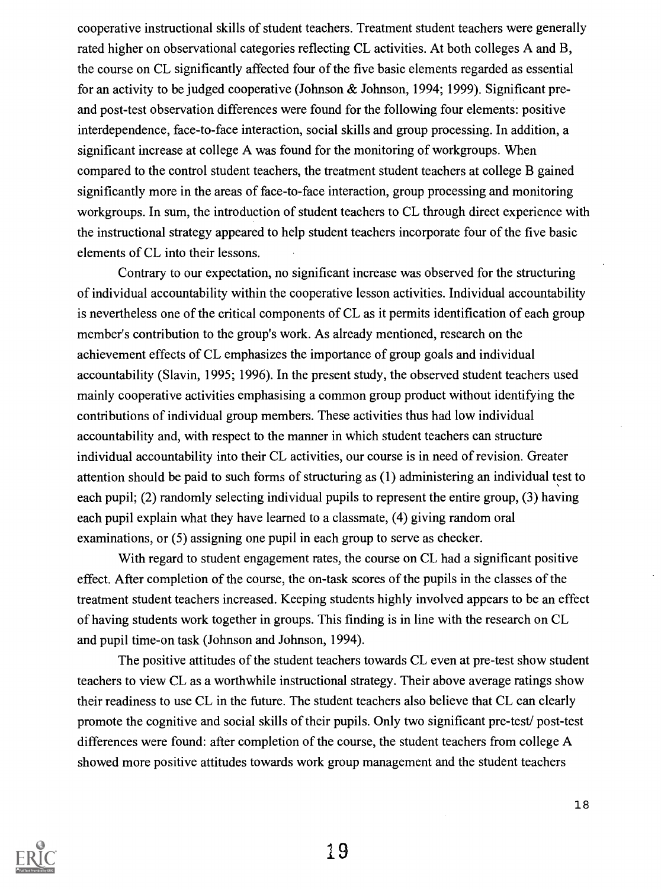cooperative instructional skills of student teachers. Treatment student teachers were generally rated higher on observational categories reflecting CL activities. At both colleges A and B, the course on CL significantly affected four of the five basic elements regarded as essential for an activity to be judged cooperative (Johnson & Johnson, 1994; 1999). Significant pre- and post-test observation differences were found for the following four elements: positive interdependence, face-to-face interaction, social skills and group processing. In addition, a significant increase at college A was found for the monitoring of workgroups. When compared to the control student teachers, the treatment student teachers at college B gained significantly more in the areas of face-to-face interaction, group processing and monitoring workgroups. In sum, the introduction of student teachers to CL through direct experience with the instructional strategy appeared to help student teachers incorporate four of the five basic elements of CL into their lessons.

Contrary to our expectation, no significant increase was observed for the structuring of individual accountability within the cooperative lesson activities. Individual accountability is nevertheless one of the critical components of CL as it permits identification of each group member's contribution to the group's work. As already mentioned, research on the achievement effects of CL emphasizes the importance of group goals and individual accountability (Slavin, 1995; 1996). In the present study, the observed student teachers used mainly cooperative activities emphasising a common group product without identifying the contributions of individual group members. These activities thus had low individual accountability and, with respect to the manner in which student teachers can structure individual accountability into their CL activities, our course is in need of revision. Greater attention should be paid to such forms of structuring as (1) administering an individual test to each pupil; (2) randomly selecting individual pupils to represent the entire group, (3) having each pupil explain what they have learned to a classmate, (4) giving random oral examinations, or (5) assigning one pupil in each group to serve as checker.

With regard to student engagement rates, the course on CL had a significant positive effect. After completion of the course, the on-task scores of the pupils in the classes of the treatment student teachers increased. Keeping students highly involved appears to be an effect of having students work together in groups. This finding is in line with the research on CL and pupil time-on task (Johnson and Johnson, 1994).

The positive attitudes of the student teachers towards CL even at pre-test show student teachers to view CL as a worthwhile instructional strategy. Their above average ratings show their readiness to use CL in the future. The student teachers also believe that CL can clearly promote the cognitive and social skills of their pupils. Only two significant pre-test/ post-test differences were found: after completion of the course, the student teachers from college A showed more positive attitudes towards work group management and the student teachers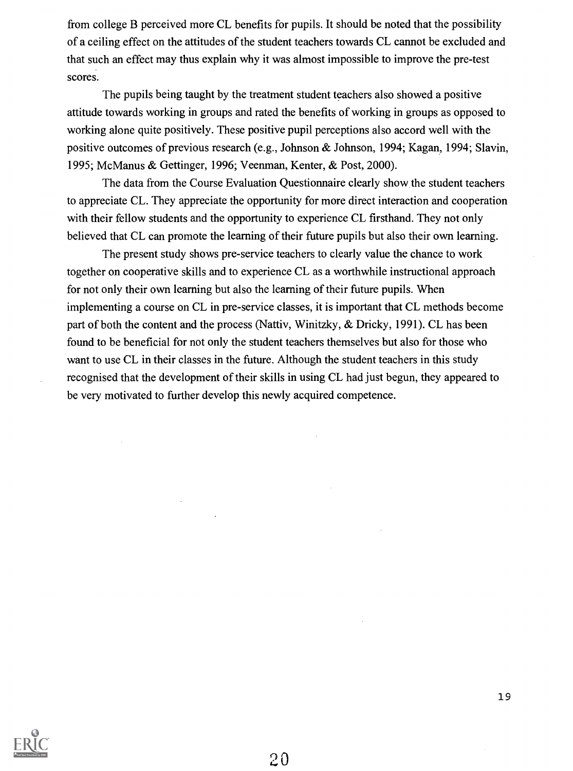from college B perceived more CL benefits for pupils. It should be noted that the possibility of a ceiling effect on the attitudes of the student teachers towards CL cannot be excluded and that such an effect may thus explain why it was almost impossible to improve the pre-test scores.

The pupils being taught by the treatment student teachers also showed a positive attitude towards working in groups and rated the benefits of working in groups as opposed to working alone quite positively. These positive pupil perceptions also accord well with the positive outcomes of previous research (e.g., Johnson & Johnson, 1994; Kagan, 1994; Slavin, 1995; McManus & Gettinger, 1996; Veenman, Kenter, & Post, 2000).

The data from the Course Evaluation Questionnaire clearly show the student teachers to appreciate CL. They appreciate the opportunity for more direct interaction and cooperation with their fellow students and the opportunity to experience CL firsthand. They not only believed that CL can promote the learning of their future pupils but also their own learning.

The present study shows pre-service teachers to clearly value the chance to work together on cooperative skills and to experience CL as a worthwhile instructional approach for not only their own learning but also the learning of their future pupils. When implementing a course on CL in pre-service classes, it is important that CL methods become part of both the content and the process (Nattiv, Winitzky, & Dricky, 1991). CL has been found to be beneficial for not only the student teachers themselves but also for those who want to use CL in their classes in the future. Although the student teachers in this study recognised that the development of their skills in using CL had just begun, they appeared to be very motivated to further develop this newly acquired competence.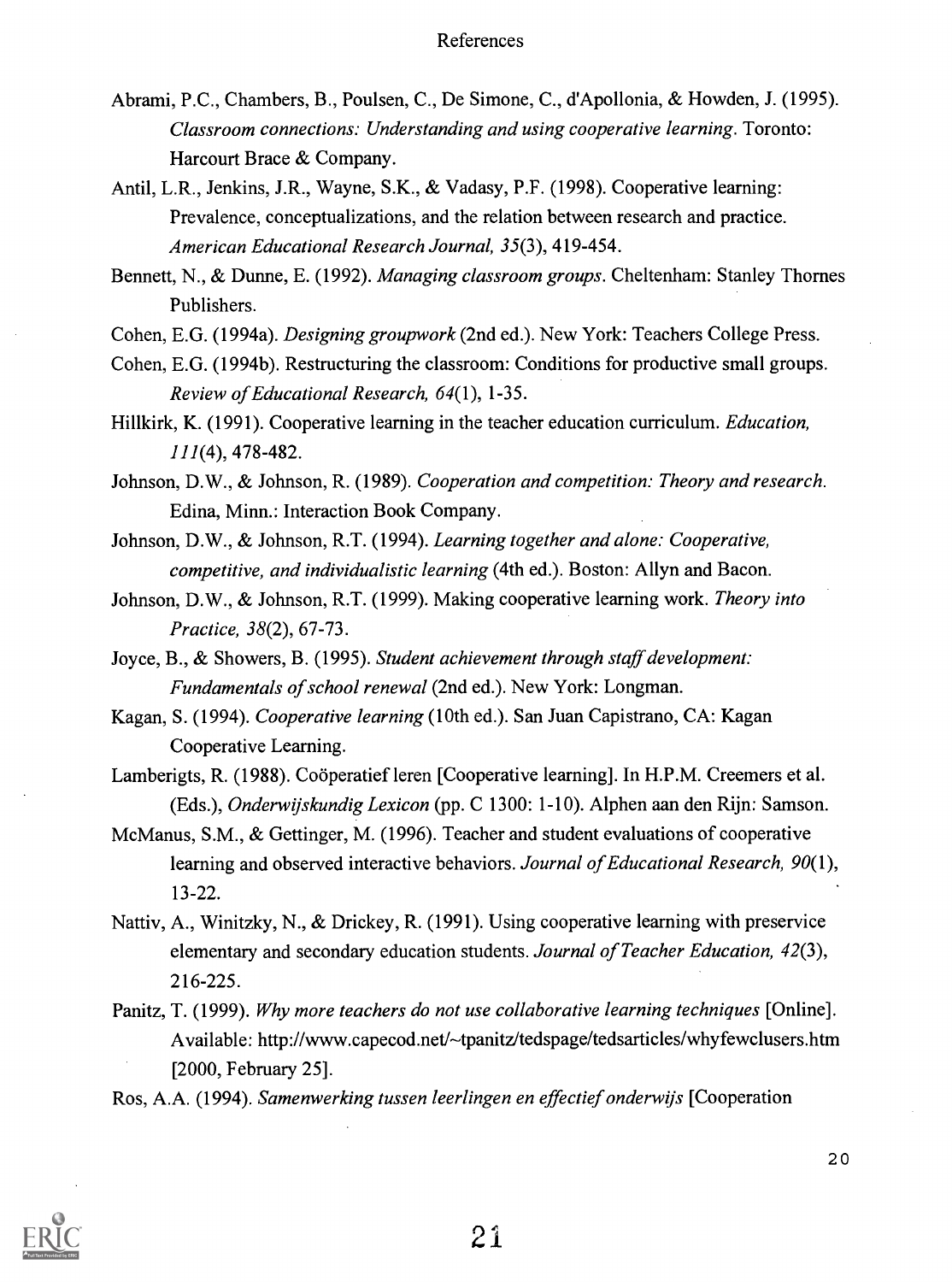# References

Abrami, P.C., Chambers, B., Poulsen, C., De Simone, C., d'Apollonia, & Howden, J. (1995). *Classroom connections: Understanding and using cooperative learning*. Toronto: Harcourt Brace & Company.

Antil, L.R., Jenkins, J.R., Wayne, S.K., & Vadasy, P.F. (1998). Cooperative learning: Prevalence, conceptualizations, and the relation between research and practice. *American Educational Research Journal, 35*(3), 419-454.

Bennett, N., & Dunne, E. (1992). *Managing classroom groups*. Cheltenham: Stanley Thornes Publishers.

Cohen, E.G. (1994a). *Designing groupwork* (2nd ed.). New York: Teachers College Press.

Cohen, E.G. (1994b). Restructuring the classroom: Conditions for productive small groups. *Review of Educational Research, 64*(1), 1-35.

Hillkirk, K. (1991). Cooperative learning in the teacher education curriculum. *Education, 111*(4), 478-482.

Johnson, D.W., & Johnson, R. (1989). *Cooperation and competition: Theory and research*. Edina, Minn.: Interaction Book Company.

Johnson, D.W., & Johnson, R.T. (1994). *Learning together and alone: Cooperative, competitive, and individualistic learning* (4th ed.). Boston: Allyn and Bacon.

Johnson, D.W., & Johnson, R.T. (1999). Making cooperative learning work. *Theory into Practice, 38*(2), 67-73.

Joyce, B., & Showers, B. (1995). *Student achievement through staff development: Fundamentals of school renewal* (2nd ed.). New York: Longman.

Kagan, S. (1994). *Cooperative learning* (10th ed.). San Juan Capistrano, CA: Kagan Cooperative Learning.

Lamberigts, R. (1988). Coöperatief leren [Cooperative learning]. In H.P.M. Creemers et al. (Eds.), *Onderwijskundig Lexicon* (pp. C 1300: 1-10). Alphen aan den Rijn: Samson.

McManus, S.M., & Gettinger, M. (1996). Teacher and student evaluations of cooperative learning and observed interactive behaviors. *Journal of Educational Research, 90*(1), 13-22.

Nattiv, A., Winitzky, N., & Drickey, R. (1991). Using cooperative learning with preservice elementary and secondary education students. *Journal of Teacher Education, 42*(3), 216-225.

Panitz, T. (1999). *Why more teachers do not use collaborative learning techniques* [Online]. Available: http://www.capecod.net/~tpanitz/tedspage/tedsarticles/whyfewclusers.htm [2000, February 25].

Ros, A.A. (1994). *Samenwerking tussen leerlingen en effectief onderwijs* [Cooperation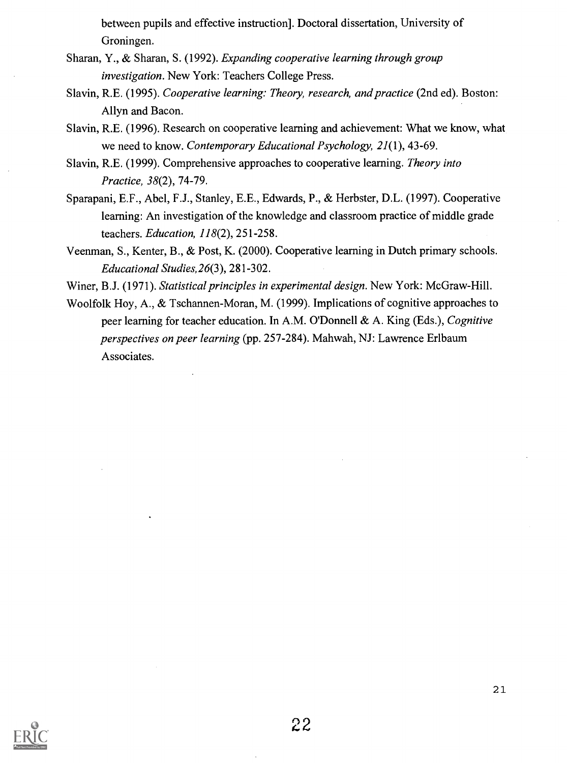between pupils and effective instruction]. Doctoral dissertation, University of Groningen.

Sharan, Y., & Sharan, S. (1992). *Expanding cooperative learning through group investigation*. New York: Teachers College Press.

Slavin, R.E. (1995). *Cooperative learning: Theory, research, and practice* (2nd ed). Boston: Allyn and Bacon.

Slavin, R.E. (1996). Research on cooperative learning and achievement: What we know, what we need to know. *Contemporary Educational Psychology, 21*(1), 43-69.

Slavin, R.E. (1999). Comprehensive approaches to cooperative learning. *Theory into Practice, 38*(2), 74-79.

Sparapani, E.F., Abel, F.J., Stanley, E.E., Edwards, P., & Herbster, D.L. (1997). Cooperative learning: An investigation of the knowledge and classroom practice of middle grade teachers. *Education, 118*(2), 251-258.

Veenman, S., Kenter, B., & Post, K. (2000). Cooperative learning in Dutch primary schools. *Educational Studies,26*(3), 281-302.

Winer, B.J. (1971). *Statistical principles in experimental design*. New York: McGraw-Hill.

Woolfolk Hoy, A., & Tschannen-Moran, M. (1999). Implications of cognitive approaches to peer learning for teacher education. In A.M. O'Donnell & A. King (Eds.), *Cognitive perspectives on peer learning* (pp. 257-284). Mahwah, NJ: Lawrence Erlbaum Associates.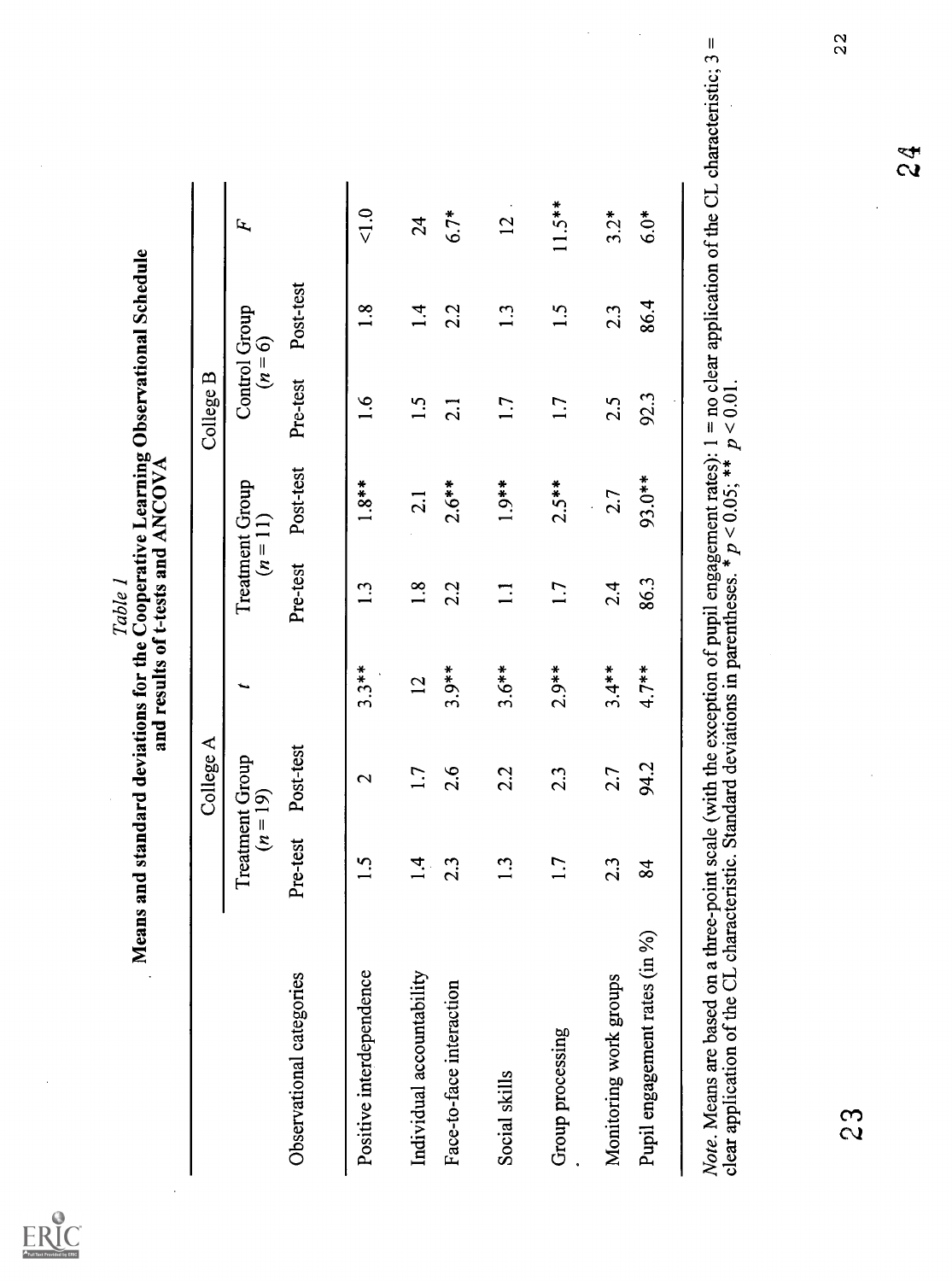*Table 1*
**Means and standard deviations for the Cooperative Learning Observational Schedule and results of t-tests and ANCOVA**

| | College A | | | College B | | | | |
|---|---|---|---|---|---|---|---|---|
| | Treatment Group ($n = 19$) | | $t$ | Treatment Group ($n = 11$) | | Control Group ($n = 6$) | | $F$ |
| Observational categories | Pre-test | Post-test | | Pre-test | Post-test | Pre-test | Post-test | |
| Positive interdependence | 1.5 | 2 | 3.3** | 1.3 | 1.8** | 1.6 | 1.8 | <1.0 |
| Individual accountability | 1.4 | 1.7 | 12 | 1.8 | 2.1 | 1.5 | 1.4 | 24 |
| Face-to-face interaction | 2.3 | 2.6 | 3.9** | 2.2 | 2.6** | 2.1 | 2.2 | 6.7* |
| Social skills | 1.3 | 2.2 | 3.6** | 1.1 | 1.9** | 1.7 | 1.3 | 12 |
| Group processing | 1.7 | 2.3 | 2.9** | 1.7 | 2.5** | 1.7 | 1.5 | 11.5** |
| Monitoring work groups | 2.3 | 2.7 | 3.4** | 2.4 | 2.7 | 2.5 | 2.3 | 3.2* |
| Pupil engagement rates (in %) | 84 | 94.2 | 4.7** | 86.3 | 93.0** | 92.3 | 86.4 | 6.0* |

*Note*. Means are based on a three-point scale (with the exception of pupil engagement rates): 1 = no clear application of the CL characteristic; 3 = clear application of the CL characteristic. Standard deviations in parentheses. * $p < 0.05$; ** $p < 0.01$.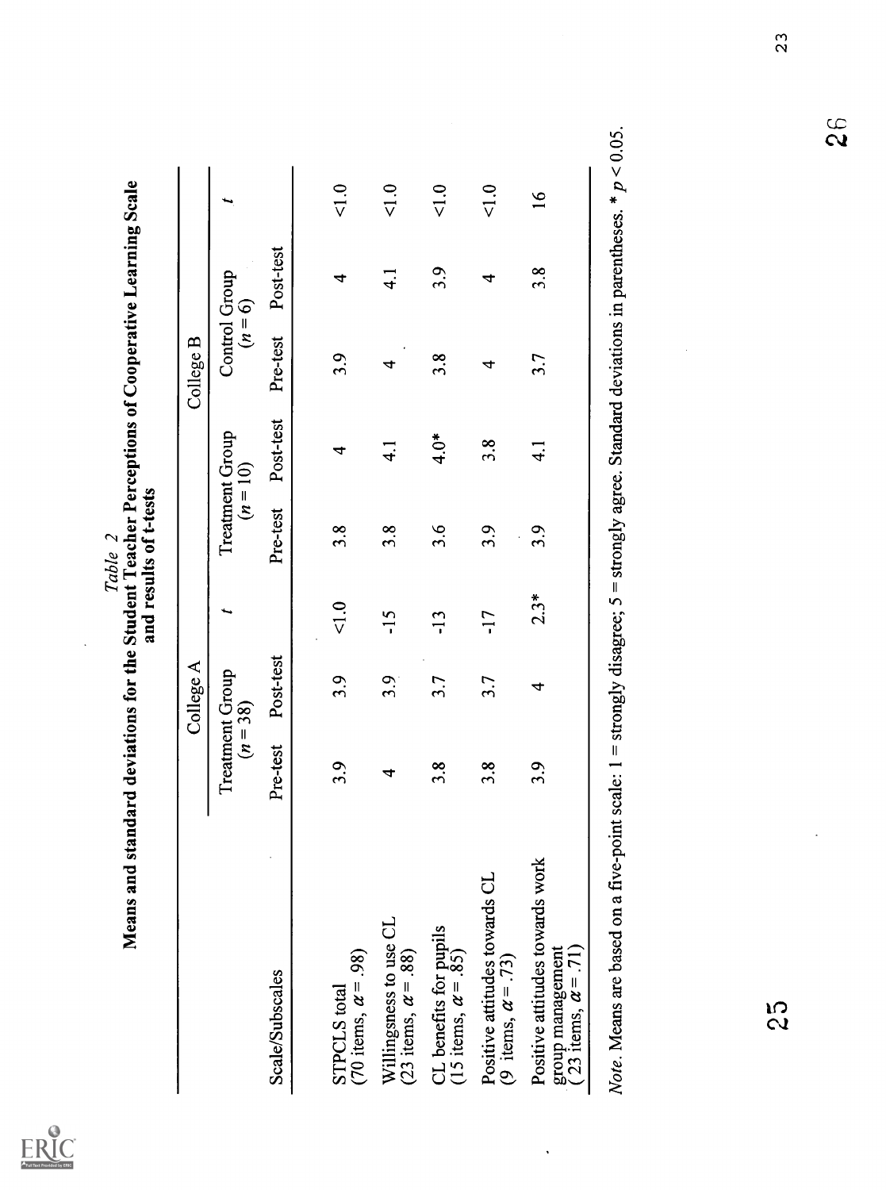*Table 2*
**Means and standard deviations for the Student Teacher Perceptions of Cooperative Learning Scale and results of t-tests**

| Scale/Subscales | College A | | | College B | | | | |
|---|---|---|---|---|---|---|---|---|
| | Treatment Group ($n = 38$) | | $t$ | Treatment Group ($n = 10$) | | Control Group ($n = 6$) | | $t$ |
| | Pre-test | Post-test | | Pre-test | Post-test | Pre-test | Post-test | |
| STPCLS total (70 items, $\alpha = .98$) | 3.9 | 3.9 | <1.0 | 3.8 | 4 | 3.9 | 4 | <1.0 |
| Willingness to use CL (23 items, $\alpha = .88$) | 4 | 3.9 | -15 | 3.8 | 4.1 | 4 | 4.1 | <1.0 |
| CL benefits for pupils (15 items, $\alpha = .85$) | 3.8 | 3.7 | -13 | 3.6 | 4.0* | 3.8 | 3.9 | <1.0 |
| Positive attitudes towards CL (9 items, $\alpha = .73$) | 3.8 | 3.7 | -17 | 3.9 | 3.8 | 4 | 4 | <1.0 |
| Positive attitudes towards work group management (23 items, $\alpha = .71$) | 3.9 | 4 | 2.3* | 3.9 | 4.1 | 3.7 | 3.8 | 16 |

*Note*. Means are based on a five-point scale: 1 = strongly disagree; 5 = strongly agree. Standard deviations in parentheses. * $p < 0.05$.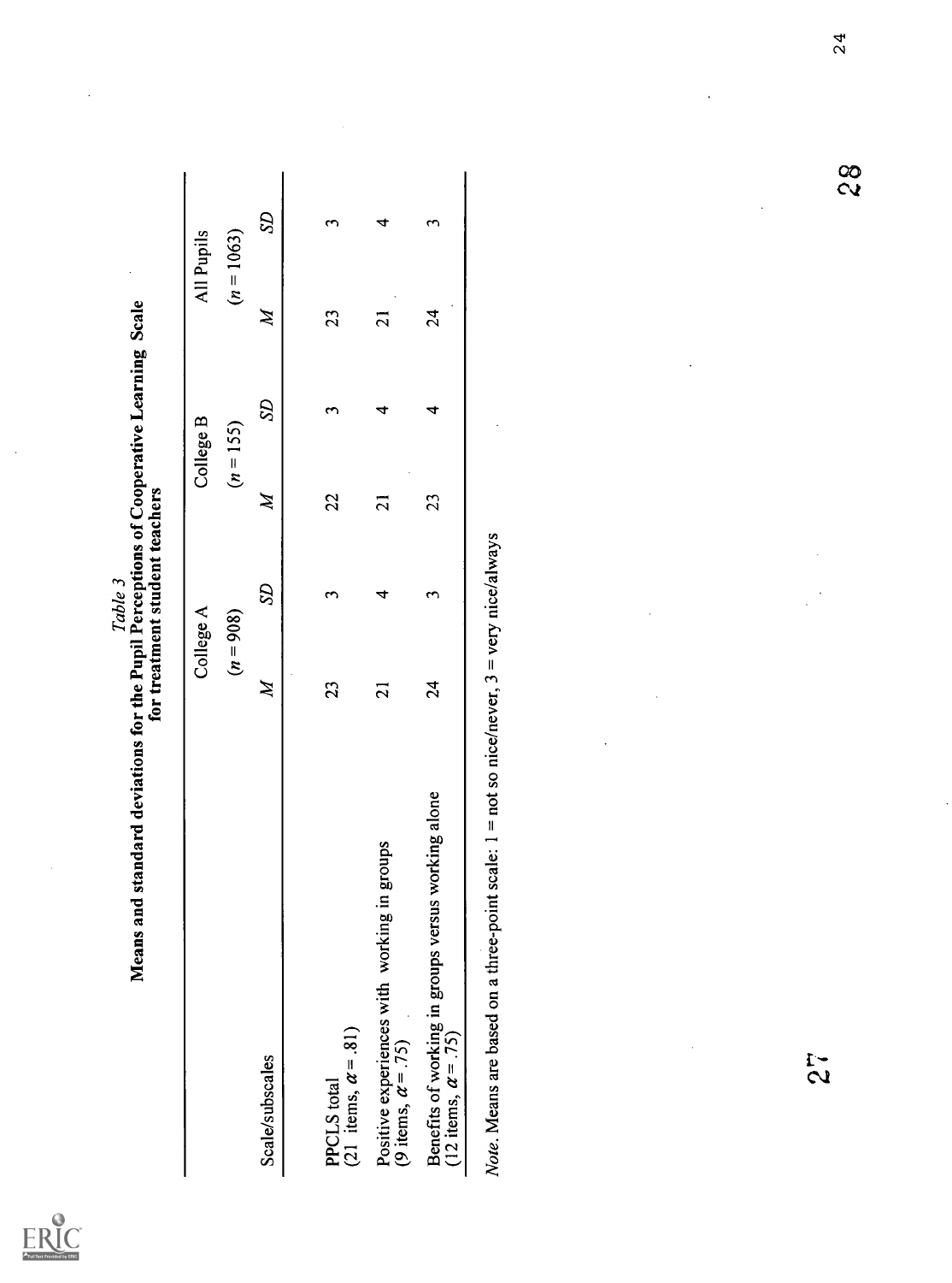*Table 3*
**Means and standard deviations for the Pupil Perceptions of Cooperative Learning Scale for treatment student teachers**

| | College A | | College B | | All Pupils | |
|---|---|---|---|---|---|---|
| | ($n$ = 908) | | ($n$ = 155) | | ($n$ = 1063) | |
| Scale/subscales | *M* | *SD* | *M* | *SD* | *M* | *SD* |
| PPCLS total (21 items, $\alpha$ = .81) | 23 | 3 | 22 | 3 | 23 | 3 |
| Positive experiences with working in groups (9 items, $\alpha$ = .75) | 21 | 4 | 21 | 4 | 21 | 4 |
| Benefits of working in groups versus working alone (12 items, $\alpha$ = .75) | 24 | 3 | 23 | 4 | 24 | 3 |

*Note*. Means are based on a three-point scale: 1 = not so nice/never, 3 = very nice/always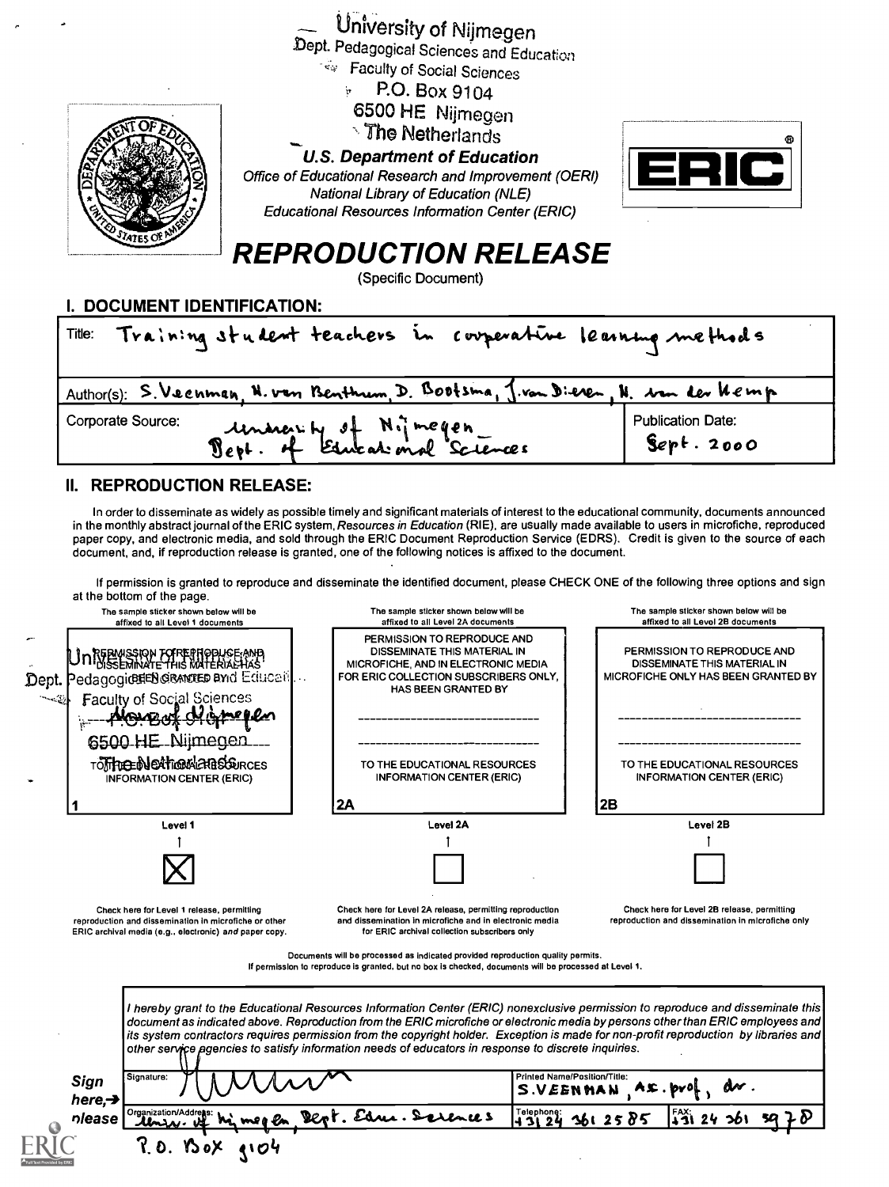University of Nijmegen
Dept. Pedagogical Sciences and Education
Faculty of Social Sciences
P.O. Box 9104
6500 HE Nijmegen
The Netherlands

**U.S. Department of Education**
*Office of Educational Research and Improvement (OERI)*
*National Library of Education (NLE)*
*Educational Resources Information Center (ERIC)*

# REPRODUCTION RELEASE

(Specific Document)

## I. DOCUMENT IDENTIFICATION:

| | |
|---|---|
| Title: Training student teachers in cooperative learning methods | |
| Author(s): S. Veenman, N. van Benthum, D. Bootsma, J. van Dieren, N. van der Kemp | |
| Corporate Source: University of Nijmegen Dept. of Educational Sciences | Publication Date: Sept. 2000 |

## II. REPRODUCTION RELEASE:

In order to disseminate as widely as possible timely and significant materials of interest to the educational community, documents announced in the monthly abstract journal of the ERIC system, *Resources in Education* (RIE), are usually made available to users in microfiche, reproduced paper copy, and electronic media, and sold through the ERIC Document Reproduction Service (EDRS). Credit is given to the source of each document, and, if reproduction release is granted, one of the following notices is affixed to the document.

If permission is granted to reproduce and disseminate the identified document, please CHECK ONE of the following three options and sign at the bottom of the page.

| The sample sticker shown below will be affixed to all Level 1 documents | The sample sticker shown below will be affixed to all Level 2A documents | The sample sticker shown below will be affixed to all Level 2B documents |
|---|---|---|
| PERMISSION TO REPRODUCE AND DISSEMINATE THIS MATERIAL HAS BEEN GRANTED BY University of Nijmegen Dept. Pedagogical Sciences and Education Faculty of Social Sciences P.O. Box 9104 6500 HE Nijmegen The Netherlands TO THE EDUCATIONAL RESOURCES INFORMATION CENTER (ERIC) | PERMISSION TO REPRODUCE AND DISSEMINATE THIS MATERIAL IN MICROFICHE, AND IN ELECTRONIC MEDIA FOR ERIC COLLECTION SUBSCRIBERS ONLY, HAS BEEN GRANTED BY TO THE EDUCATIONAL RESOURCES INFORMATION CENTER (ERIC) | PERMISSION TO REPRODUCE AND DISSEMINATE THIS MATERIAL IN MICROFICHE ONLY HAS BEEN GRANTED BY TO THE EDUCATIONAL RESOURCES INFORMATION CENTER (ERIC) |
| 1 | 2A | 2B |
| Level 1 | Level 2A | Level 2B |
| [X] | [ ] | [ ] |
| Check here for Level 1 release, permitting reproduction and dissemination in microfiche or other ERIC archival media (e.g., electronic) *and* paper copy. | Check here for Level 2A release, permitting reproduction and dissemination in microfiche and in electronic media for ERIC archival collection subscribers only | Check here for Level 2B release, permitting reproduction and dissemination in microfiche only |

Documents will be processed as indicated provided reproduction quality permits.
If permission to reproduce is granted, but no box is checked, documents will be processed at Level 1.

*I hereby grant to the Educational Resources Information Center (ERIC) nonexclusive permission to reproduce and disseminate this document as indicated above. Reproduction from the ERIC microfiche or electronic media by persons other than ERIC employees and its system contractors requires permission from the copyright holder. Exception is made for non-profit reproduction by libraries and other service agencies to satisfy information needs of educators in response to discrete inquiries.*

**Sign here, → please**

| | |
|---|---|
| Signature: | Printed Name/Position/Title: S. VEENMAN, As. prof, dr. |
| Organization/Address: Univ. of Nijmegen, Dept. Edu. Sciences P.O. Box 9104 | Telephone: +31 24 361 2585 — FAX: +31 24 361 5978 |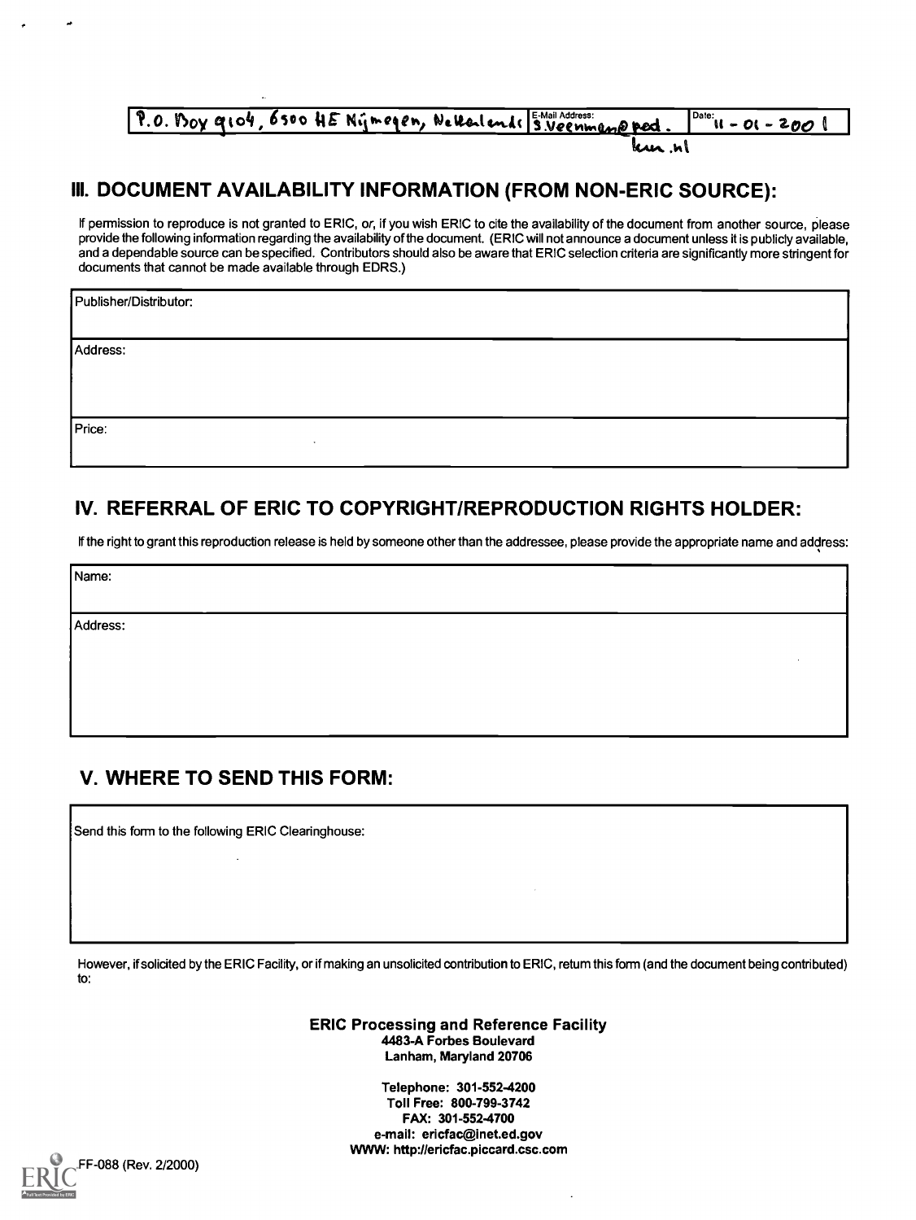| P.O. Box 9104, 6500 HE Nijmegen, Netherlands | E-Mail Address: S.Veenman@ped.kun.nl | Date: 11 - 01 - 2001 |
|---|---|---|

## III. DOCUMENT AVAILABILITY INFORMATION (FROM NON-ERIC SOURCE):

If permission to reproduce is not granted to ERIC, *or*, if you wish ERIC to cite the availability of the document from another source, please provide the following information regarding the availability of the document. (ERIC will not announce a document unless it is publicly available, and a dependable source can be specified. Contributors should also be aware that ERIC selection criteria are significantly more stringent for documents that cannot be made available through EDRS.)

| |
|---|
| Publisher/Distributor: |
| Address: |
| Price: |

## IV. REFERRAL OF ERIC TO COPYRIGHT/REPRODUCTION RIGHTS HOLDER:

If the right to grant this reproduction release is held by someone other than the addressee, please provide the appropriate name and address:

| |
|---|
| Name: |
| Address: |

## V. WHERE TO SEND THIS FORM:

| |
|---|
| Send this form to the following ERIC Clearinghouse: |

However, if solicited by the ERIC Facility, or if making an unsolicited contribution to ERIC, return this form (and the document being contributed) to:

**ERIC Processing and Reference Facility**
**4483-A Forbes Boulevard**
**Lanham, Maryland 20706**

**Telephone: 301-552-4200**
**Toll Free: 800-799-3742**
**FAX: 301-552-4700**
**e-mail: ericfac@inet.ed.gov**
**WWW: http://ericfac.piccard.csc.com**

EFF-088 (Rev. 2/2000)